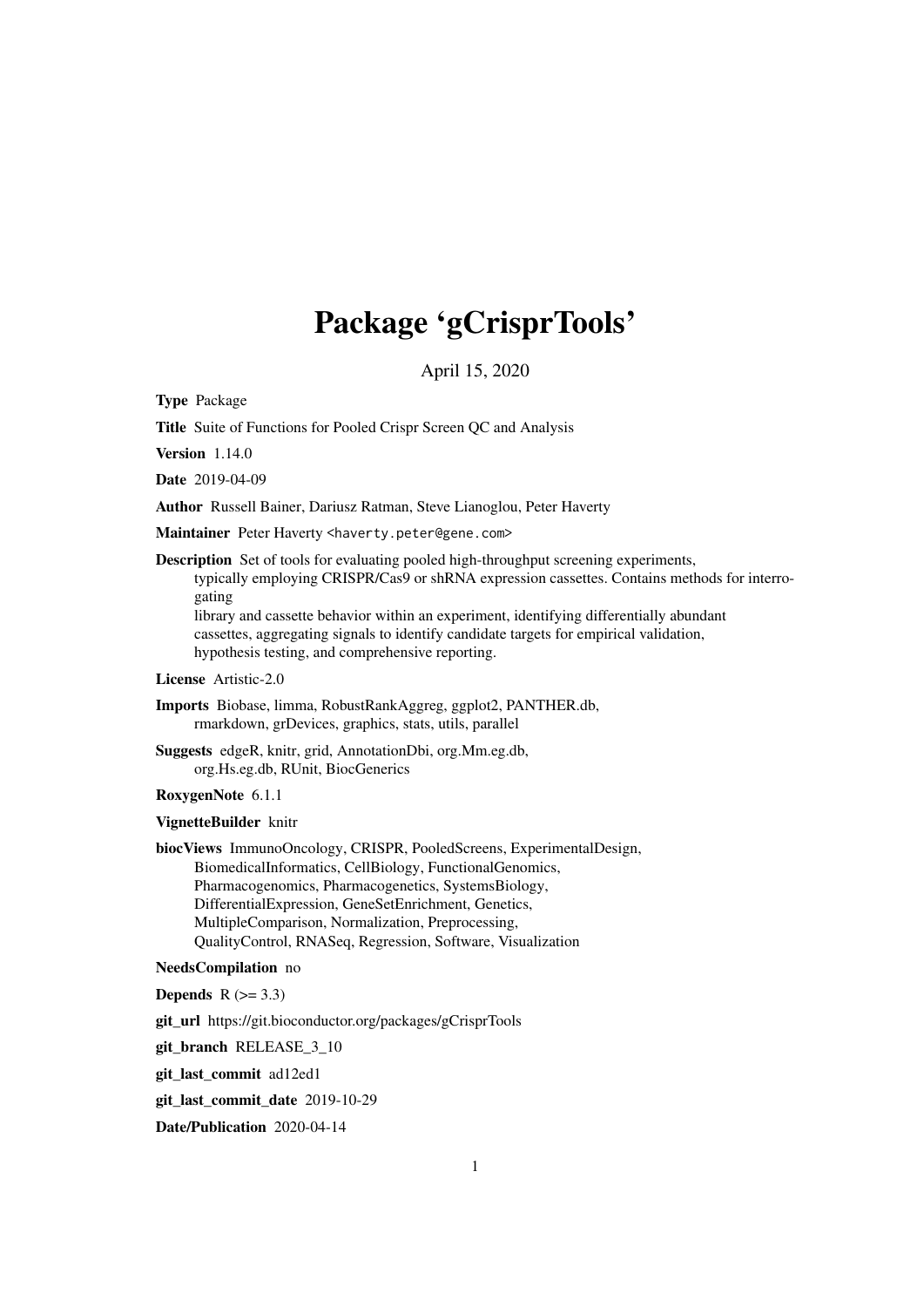# Package 'gCrisprTools'

April 15, 2020

**Type** Package

**Title** Suite of Functions for Pooled Crispr Screen QC and Analysis

**Version** 1.14.0

**Date** 2019-04-09

**Author** Russell Bainer, Dariusz Ratman, Steve Lianoglou, Peter Haverty

**Maintainer** Peter Haverty <haverty.peter@gene.com>

**Description** Set of tools for evaluating pooled high-throughput screening experiments, typically employing CRISPR/Cas9 or shRNA expression cassettes. Contains methods for interrogating library and cassette behavior within an experiment, identifying differentially abundant cassettes, aggregating signals to identify candidate targets for empirical validation, hypothesis testing, and comprehensive reporting.

**License** Artistic-2.0

**Imports** Biobase, limma, RobustRankAggreg, ggplot2, PANTHER.db, rmarkdown, grDevices, graphics, stats, utils, parallel

**Suggests** edgeR, knitr, grid, AnnotationDbi, org.Mm.eg.db, org.Hs.eg.db, RUnit, BiocGenerics

**RoxygenNote** 6.1.1

**VignetteBuilder** knitr

**biocViews** ImmunoOncology, CRISPR, PooledScreens, ExperimentalDesign, BiomedicalInformatics, CellBiology, FunctionalGenomics, Pharmacogenomics, Pharmacogenetics, SystemsBiology, DifferentialExpression, GeneSetEnrichment, Genetics, MultipleComparison, Normalization, Preprocessing, QualityControl, RNASeq, Regression, Software, Visualization

**NeedsCompilation** no

**Depends** R (>= 3.3)

**git_url** https://git.bioconductor.org/packages/gCrisprTools

**git_branch** RELEASE_3_10

**git_last_commit** ad12ed1

**git_last_commit_date** 2019-10-29

**Date/Publication** 2020-04-14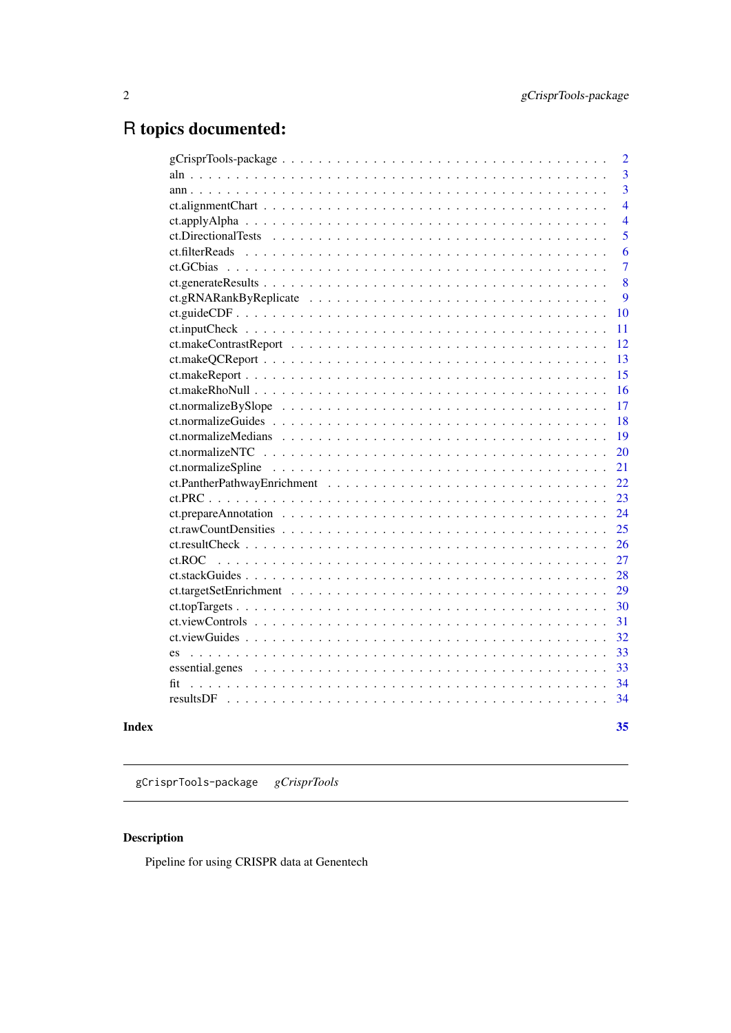# R topics documented:

| | |
|---|---|
| gCrisprTools-package | 2 |
| aln | 3 |
| ann | 3 |
| ct.alignmentChart | 4 |
| ct.applyAlpha | 4 |
| ct.DirectionalTests | 5 |
| ct.filterReads | 6 |
| ct.GCbias | 7 |
| ct.generateResults | 8 |
| ct.gRNARankByReplicate | 9 |
| ct.guideCDF | 10 |
| ct.inputCheck | 11 |
| ct.makeContrastReport | 12 |
| ct.makeQCReport | 13 |
| ct.makeReport | 15 |
| ct.makeRhoNull | 16 |
| ct.normalizeBySlope | 17 |
| ct.normalizeGuides | 18 |
| ct.normalizeMedians | 19 |
| ct.normalizeNTC | 20 |
| ct.normalizeSpline | 21 |
| ct.PantherPathwayEnrichment | 22 |
| ct.PRC | 23 |
| ct.prepareAnnotation | 24 |
| ct.rawCountDensities | 25 |
| ct.resultCheck | 26 |
| ct.ROC | 27 |
| ct.stackGuides | 28 |
| ct.targetSetEnrichment | 29 |
| ct.topTargets | 30 |
| ct.viewControls | 31 |
| ct.viewGuides | 32 |
| es | 33 |
| essential.genes | 33 |
| fit | 34 |
| resultsDF | 34 |

**Index** **35**

---

gCrisprTools-package    *gCrisprTools*

---

### Description

Pipeline for using CRISPR data at Genentech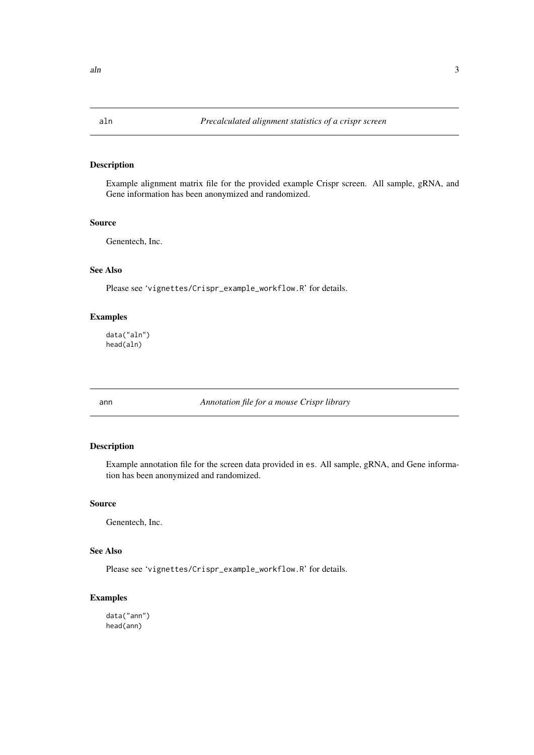## aln — *Precalculated alignment statistics of a crispr screen*

### Description

Example alignment matrix file for the provided example Crispr screen. All sample, gRNA, and Gene information has been anonymized and randomized.

### Source

Genentech, Inc.

### See Also

Please see 'vignettes/Crispr_example_workflow.R' for details.

### Examples

```
data("aln")
head(aln)
```

## ann — *Annotation file for a mouse Crispr library*

### Description

Example annotation file for the screen data provided in es. All sample, gRNA, and Gene information has been anonymized and randomized.

### Source

Genentech, Inc.

### See Also

Please see 'vignettes/Crispr_example_workflow.R' for details.

### Examples

```
data("ann")
head(ann)
```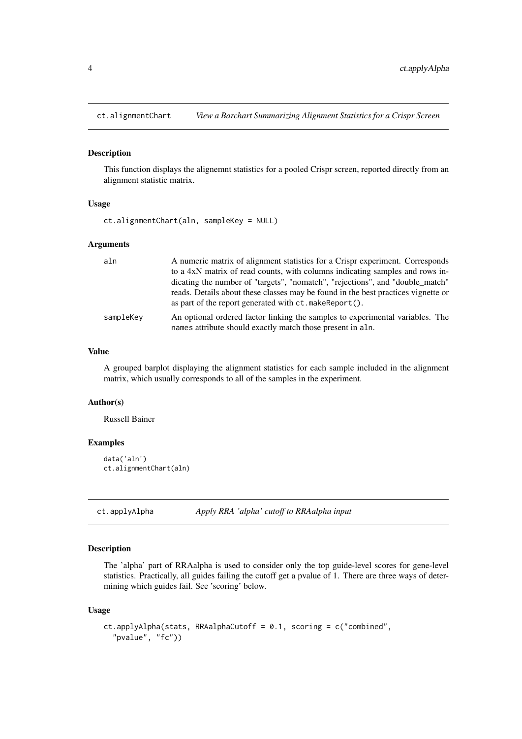## ct.alignmentChart *View a Barchart Summarizing Alignment Statistics for a Crispr Screen*

### Description

This function displays the alignemnt statistics for a pooled Crispr screen, reported directly from an alignment statistic matrix.

### Usage

```
ct.alignmentChart(aln, sampleKey = NULL)
```

### Arguments

| | |
|---|---|
| aln | A numeric matrix of alignment statistics for a Crispr experiment. Corresponds to a 4xN matrix of read counts, with columns indicating samples and rows indicating the number of "targets", "nomatch", "rejections", and "double_match" reads. Details about these classes may be found in the best practices vignette or as part of the report generated with `ct.makeReport()`. |
| sampleKey | An optional ordered factor linking the samples to experimental variables. The `names` attribute should exactly match those present in `aln`. |

### Value

A grouped barplot displaying the alignment statistics for each sample included in the alignment matrix, which usually corresponds to all of the samples in the experiment.

### Author(s)

Russell Bainer

### Examples

```
data('aln')
ct.alignmentChart(aln)
```

## ct.applyAlpha *Apply RRA 'alpha' cutoff to RRAalpha input*

### Description

The 'alpha' part of RRAalpha is used to consider only the top guide-level scores for gene-level statistics. Practically, all guides failing the cutoff get a pvalue of 1. There are three ways of determining which guides fail. See 'scoring' below.

### Usage

```
ct.applyAlpha(stats, RRAalphaCutoff = 0.1, scoring = c("combined",
  "pvalue", "fc"))
```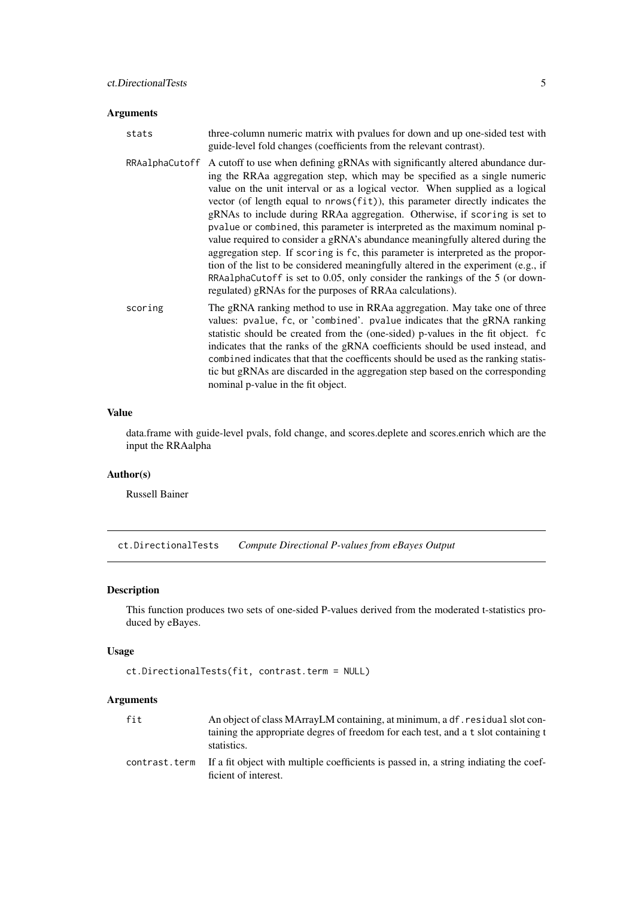### Arguments

| | |
|---|---|
| `stats` | three-column numeric matrix with pvalues for down and up one-sided test with guide-level fold changes (coefficients from the relevant contrast). |
| `RRAalphaCutoff` | A cutoff to use when defining gRNAs with significantly altered abundance during the RRAa aggregation step, which may be specified as a single numeric value on the unit interval or as a logical vector. When supplied as a logical vector (of length equal to `nrows(fit)`), this parameter directly indicates the gRNAs to include during RRAa aggregation. Otherwise, if `scoring` is set to `pvalue` or `combined`, this parameter is interpreted as the maximum nominal p-value required to consider a gRNA's abundance meaningfully altered during the aggregation step. If `scoring` is `fc`, this parameter is interpreted as the proportion of the list to be considered meaningfully altered in the experiment (e.g., if `RRAalphaCutoff` is set to 0.05, only consider the rankings of the 5 (or downregulated) gRNAs for the purposes of RRAa calculations). |
| `scoring` | The gRNA ranking method to use in RRAa aggregation. May take one of three values: `pvalue`, `fc`, or `'combined'`. `pvalue` indicates that the gRNA ranking statistic should be created from the (one-sided) p-values in the fit object. `fc` indicates that the ranks of the gRNA coefficients should be used instead, and `combined` indicates that that the coefficents should be used as the ranking statistic but gRNAs are discarded in the aggregation step based on the corresponding nominal p-value in the fit object. |

### Value

data.frame with guide-level pvals, fold change, and scores.deplete and scores.enrich which are the input the RRAalpha

### Author(s)

Russell Bainer

---

## ct.DirectionalTests *Compute Directional P-values from eBayes Output*

### Description

This function produces two sets of one-sided P-values derived from the moderated t-statistics produced by eBayes.

### Usage

```
ct.DirectionalTests(fit, contrast.term = NULL)
```

### Arguments

| | |
|---|---|
| `fit` | An object of class MArrayLM containing, at minimum, a `df.residual` slot containing the appropriate degres of freedom for each test, and a `t` slot containing t statistics. |
| `contrast.term` | If a fit object with multiple coefficients is passed in, a string indiating the coefficient of interest. |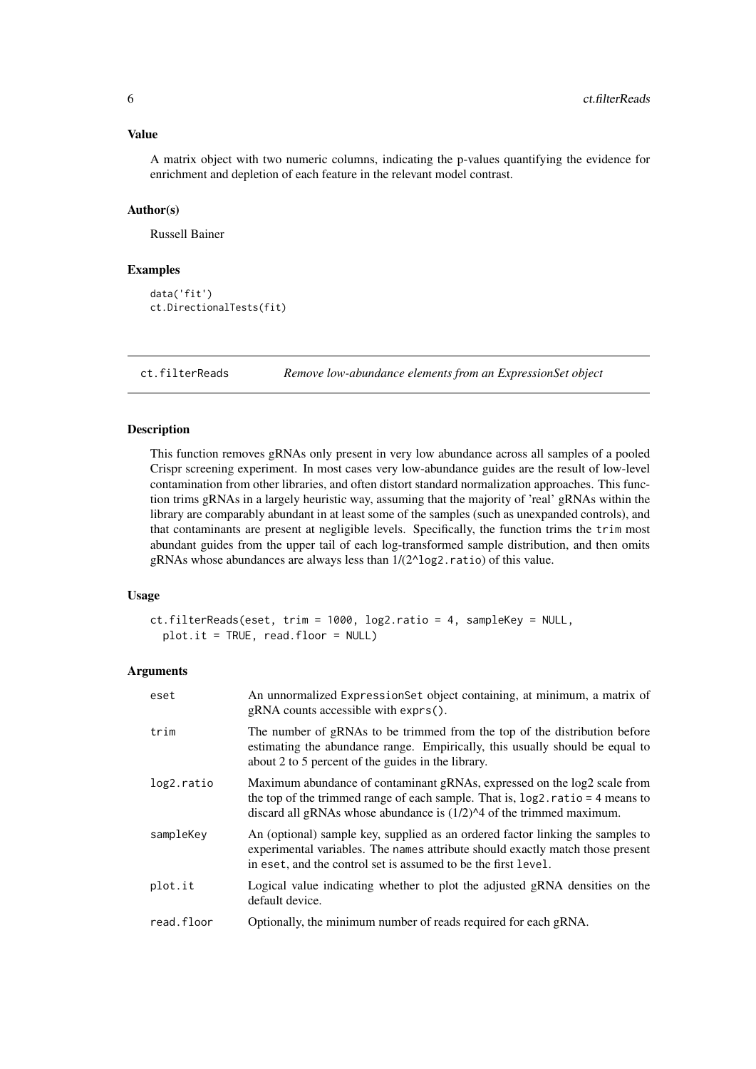### Value

A matrix object with two numeric columns, indicating the p-values quantifying the evidence for enrichment and depletion of each feature in the relevant model contrast.

### Author(s)

Russell Bainer

### Examples

```
data('fit')
ct.DirectionalTests(fit)
```

---

## ct.filterReads — *Remove low-abundance elements from an ExpressionSet object*

---

### Description

This function removes gRNAs only present in very low abundance across all samples of a pooled Crispr screening experiment. In most cases very low-abundance guides are the result of low-level contamination from other libraries, and often distort standard normalization approaches. This function trims gRNAs in a largely heuristic way, assuming that the majority of 'real' gRNAs within the library are comparably abundant in at least some of the samples (such as unexpanded controls), and that contaminants are present at negligible levels. Specifically, the function trims the `trim` most abundant guides from the upper tail of each log-transformed sample distribution, and then omits gRNAs whose abundances are always less than 1/(2^`log2.ratio`) of this value.

### Usage

```
ct.filterReads(eset, trim = 1000, log2.ratio = 4, sampleKey = NULL,
  plot.it = TRUE, read.floor = NULL)
```

### Arguments

| | |
|---|---|
| `eset` | An unnormalized `ExpressionSet` object containing, at minimum, a matrix of gRNA counts accessible with `exprs()`. |
| `trim` | The number of gRNAs to be trimmed from the top of the distribution before estimating the abundance range. Empirically, this usually should be equal to about 2 to 5 percent of the guides in the library. |
| `log2.ratio` | Maximum abundance of contaminant gRNAs, expressed on the log2 scale from the top of the trimmed range of each sample. That is, `log2.ratio = 4` means to discard all gRNAs whose abundance is (1/2)^4 of the trimmed maximum. |
| `sampleKey` | An (optional) sample key, supplied as an ordered factor linking the samples to experimental variables. The `names` attribute should exactly match those present in `eset`, and the control set is assumed to be the first `level`. |
| `plot.it` | Logical value indicating whether to plot the adjusted gRNA densities on the default device. |
| `read.floor` | Optionally, the minimum number of reads required for each gRNA. |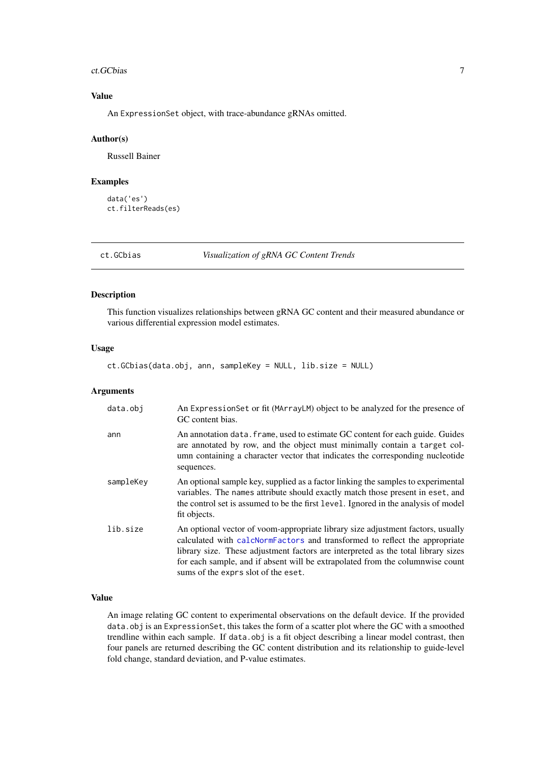## Value

An `ExpressionSet` object, with trace-abundance gRNAs omitted.

## Author(s)

Russell Bainer

## Examples

```
data('es')
ct.filterReads(es)
```

---

# ct.GCbias — *Visualization of gRNA GC Content Trends*

## Description

This function visualizes relationships between gRNA GC content and their measured abundance or various differential expression model estimates.

## Usage

```
ct.GCbias(data.obj, ann, sampleKey = NULL, lib.size = NULL)
```

## Arguments

| Argument | Description |
|---|---|
| `data.obj` | An `ExpressionSet` or fit (`MArrayLM`) object to be analyzed for the presence of GC content bias. |
| `ann` | An annotation `data.frame`, used to estimate GC content for each guide. Guides are annotated by row, and the object must minimally contain a `target` column containing a character vector that indicates the corresponding nucleotide sequences. |
| `sampleKey` | An optional sample key, supplied as a factor linking the samples to experimental variables. The `names` attribute should exactly match those present in `eset`, and the control set is assumed to be the first `level`. Ignored in the analysis of model fit objects. |
| `lib.size` | An optional vector of voom-appropriate library size adjustment factors, usually calculated with `calcNormFactors` and transformed to reflect the appropriate library size. These adjustment factors are interpreted as the total library sizes for each sample, and if absent will be extrapolated from the columnwise count sums of the `exprs` slot of the `eset`. |

## Value

An image relating GC content to experimental observations on the default device. If the provided `data.obj` is an `ExpressionSet`, this takes the form of a scatter plot where the GC with a smoothed trendline within each sample. If `data.obj` is a fit object describing a linear model contrast, then four panels are returned describing the GC content distribution and its relationship to guide-level fold change, standard deviation, and P-value estimates.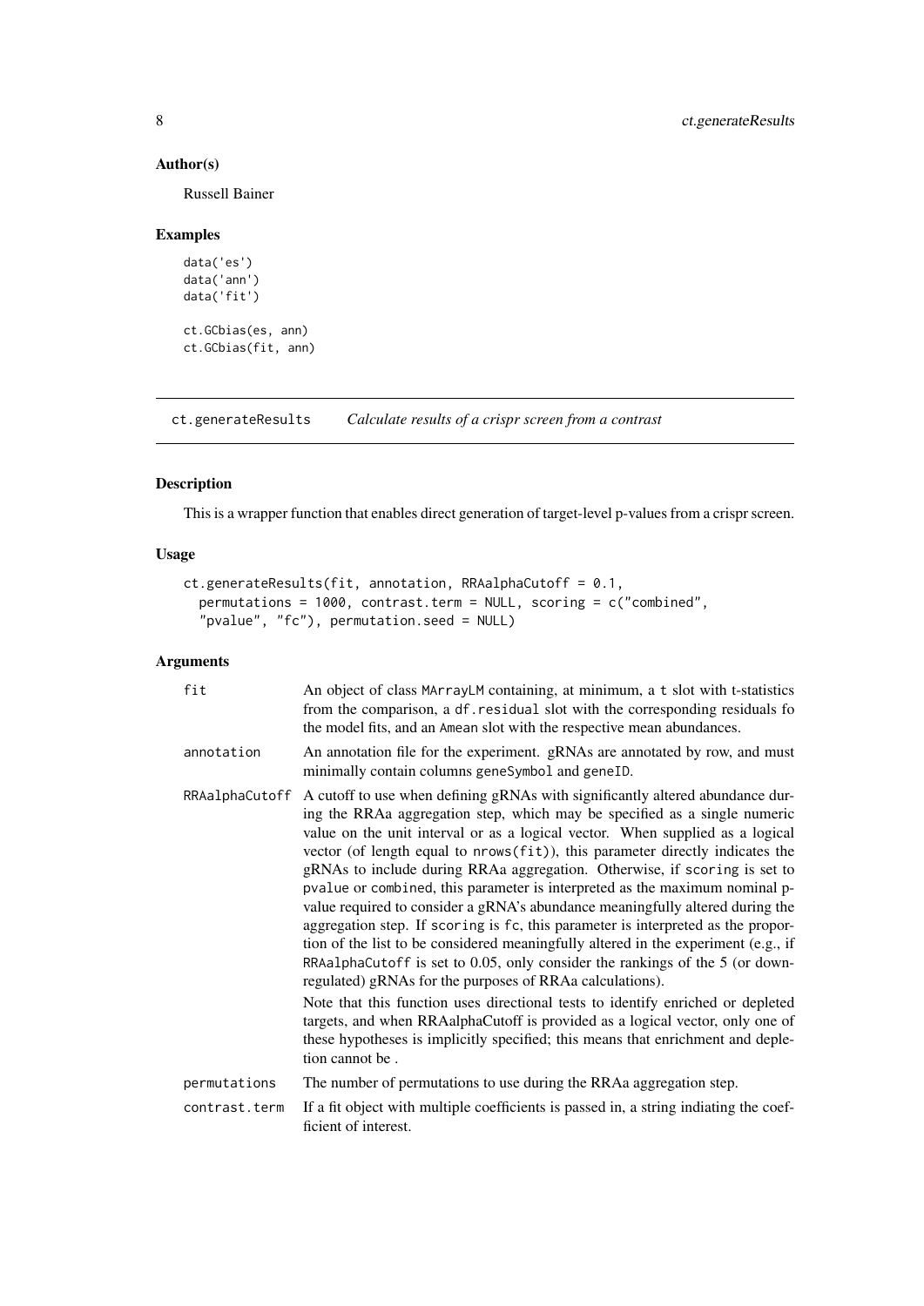### Author(s)

Russell Bainer

### Examples

```
data('es')
data('ann')
data('fit')

ct.GCbias(es, ann)
ct.GCbias(fit, ann)
```

---

## ct.generateResults *Calculate results of a crispr screen from a contrast*

### Description

This is a wrapper function that enables direct generation of target-level p-values from a crispr screen.

### Usage

```
ct.generateResults(fit, annotation, RRAalphaCutoff = 0.1,
  permutations = 1000, contrast.term = NULL, scoring = c("combined",
  "pvalue", "fc"), permutation.seed = NULL)
```

### Arguments

| | |
|---|---|
| `fit` | An object of class `MArrayLM` containing, at minimum, a `t` slot with t-statistics from the comparison, a `df.residual` slot with the corresponding residuals fo the model fits, and an `Amean` slot with the respective mean abundances. |
| `annotation` | An annotation file for the experiment. gRNAs are annotated by row, and must minimally contain columns `geneSymbol` and `geneID`. |
| `RRAalphaCutoff` | A cutoff to use when defining gRNAs with significantly altered abundance during the RRAa aggregation step, which may be specified as a single numeric value on the unit interval or as a logical vector. When supplied as a logical vector (of length equal to `nrows(fit)`), this parameter directly indicates the gRNAs to include during RRAa aggregation. Otherwise, if `scoring` is set to `pvalue` or `combined`, this parameter is interpreted as the maximum nominal p-value required to consider a gRNA's abundance meaningfully altered during the aggregation step. If `scoring` is `fc`, this parameter is interpreted as the proportion of the list to be considered meaningfully altered in the experiment (e.g., if `RRAalphaCutoff` is set to 0.05, only consider the rankings of the 5 (or downregulated) gRNAs for the purposes of RRAa calculations).<br><br>Note that this function uses directional tests to identify enriched or depleted targets, and when RRAalphaCutoff is provided as a logical vector, only one of these hypotheses is implicitly specified; this means that enrichment and depletion cannot be . |
| `permutations` | The number of permutations to use during the RRAa aggregation step. |
| `contrast.term` | If a fit object with multiple coefficients is passed in, a string indiating the coefficient of interest. |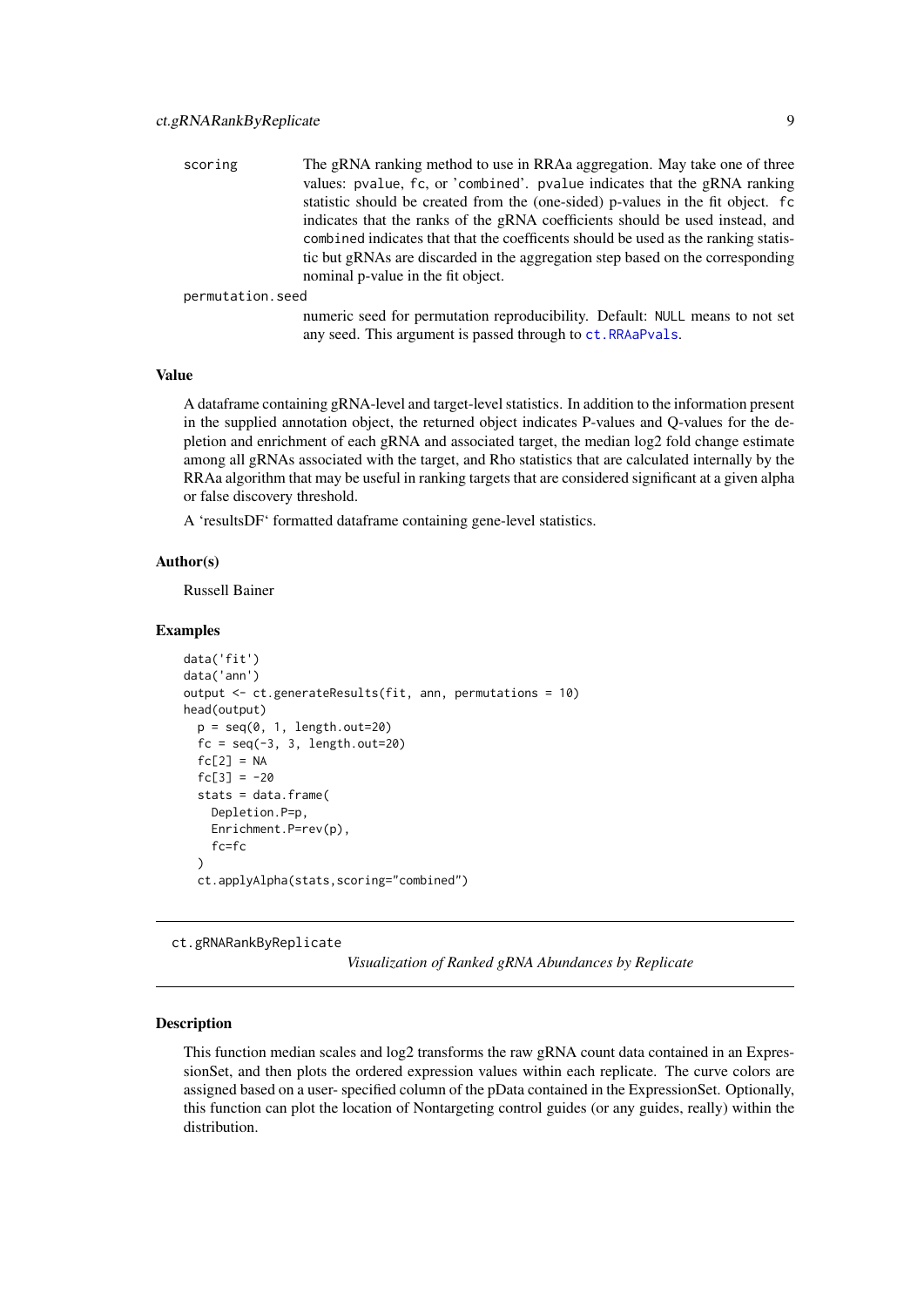scoring
: The gRNA ranking method to use in RRAa aggregation. May take one of three values: `pvalue`, `fc`, or 'combined'. `pvalue` indicates that the gRNA ranking statistic should be created from the (one-sided) p-values in the fit object. `fc` indicates that the ranks of the gRNA coefficients should be used instead, and `combined` indicates that that the coefficents should be used as the ranking statistic but gRNAs are discarded in the aggregation step based on the corresponding nominal p-value in the fit object.

permutation.seed
: numeric seed for permutation reproducibility. Default: `NULL` means to not set any seed. This argument is passed through to `ct.RRAaPvals`.

### Value

A dataframe containing gRNA-level and target-level statistics. In addition to the information present in the supplied annotation object, the returned object indicates P-values and Q-values for the depletion and enrichment of each gRNA and associated target, the median log2 fold change estimate among all gRNAs associated with the target, and Rho statistics that are calculated internally by the RRAa algorithm that may be useful in ranking targets that are considered significant at a given alpha or false discovery threshold.

A 'resultsDF' formatted dataframe containing gene-level statistics.

### Author(s)

Russell Bainer

### Examples

```
data('fit')
data('ann')
output <- ct.generateResults(fit, ann, permutations = 10)
head(output)
  p = seq(0, 1, length.out=20)
  fc = seq(-3, 3, length.out=20)
  fc[2] = NA
  fc[3] = -20
  stats = data.frame(
    Depletion.P=p,
    Enrichment.P=rev(p),
    fc=fc
  )
  ct.applyAlpha(stats,scoring="combined")
```

---

## ct.gRNARankByReplicate

*Visualization of Ranked gRNA Abundances by Replicate*

---

### Description

This function median scales and log2 transforms the raw gRNA count data contained in an ExpressionSet, and then plots the ordered expression values within each replicate. The curve colors are assigned based on a user- specified column of the pData contained in the ExpressionSet. Optionally, this function can plot the location of Nontargeting control guides (or any guides, really) within the distribution.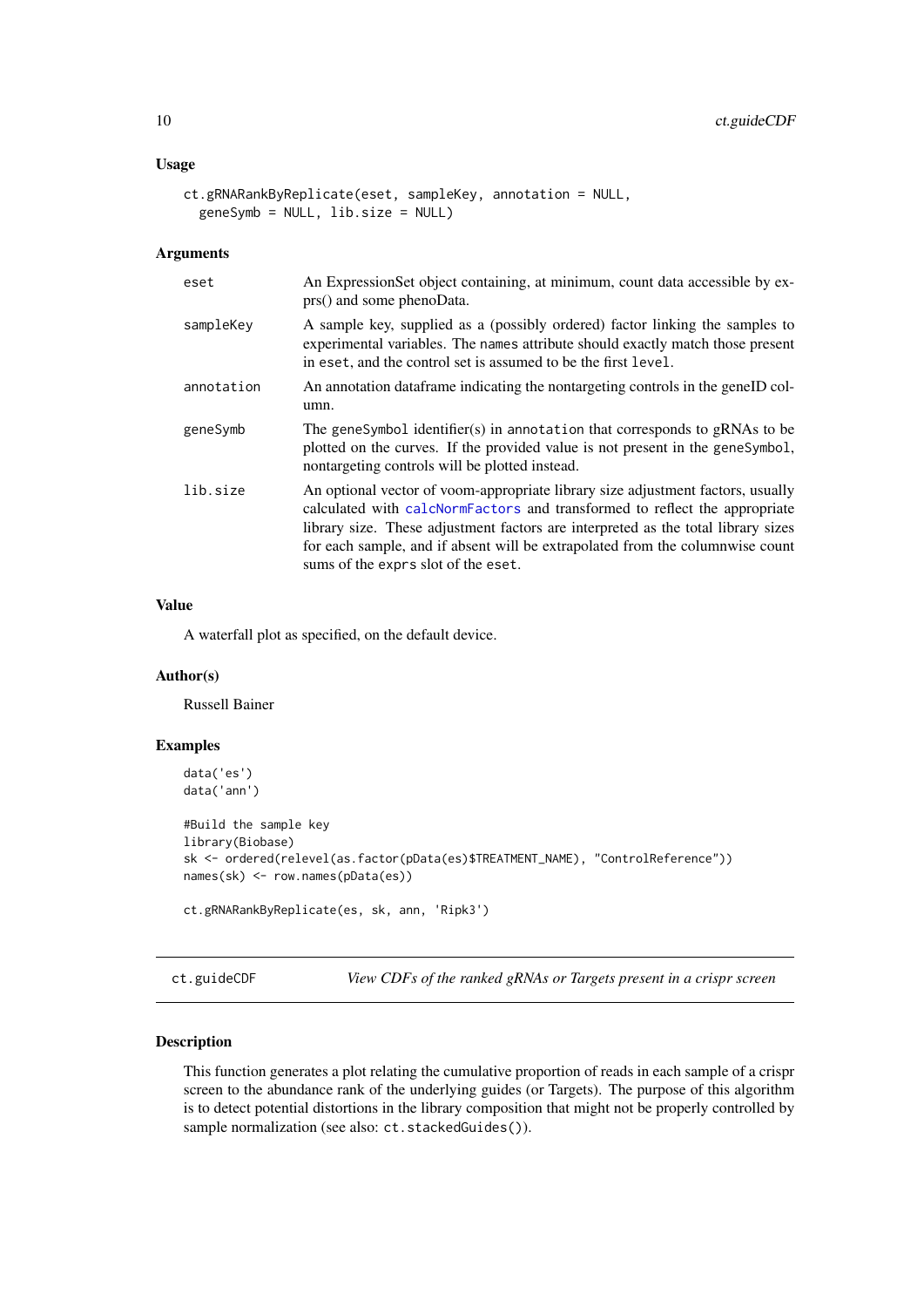### Usage

```
ct.gRNARankByReplicate(eset, sampleKey, annotation = NULL,
  geneSymb = NULL, lib.size = NULL)
```

### Arguments

| | |
|---|---|
| `eset` | An ExpressionSet object containing, at minimum, count data accessible by exprs() and some phenoData. |
| `sampleKey` | A sample key, supplied as a (possibly ordered) factor linking the samples to experimental variables. The `names` attribute should exactly match those present in `eset`, and the control set is assumed to be the first `level`. |
| `annotation` | An annotation dataframe indicating the nontargeting controls in the geneID column. |
| `geneSymb` | The `geneSymbol` identifier(s) in `annotation` that corresponds to gRNAs to be plotted on the curves. If the provided value is not present in the `geneSymbol`, nontargeting controls will be plotted instead. |
| `lib.size` | An optional vector of voom-appropriate library size adjustment factors, usually calculated with `calcNormFactors` and transformed to reflect the appropriate library size. These adjustment factors are interpreted as the total library sizes for each sample, and if absent will be extrapolated from the columnwise count sums of the `exprs` slot of the `eset`. |

### Value

A waterfall plot as specified, on the default device.

### Author(s)

Russell Bainer

### Examples

```
data('es')
data('ann')

#Build the sample key
library(Biobase)
sk <- ordered(relevel(as.factor(pData(es)$TREATMENT_NAME), "ControlReference"))
names(sk) <- row.names(pData(es))

ct.gRNARankByReplicate(es, sk, ann, 'Ripk3')
```

---

## ct.guideCDF — *View CDFs of the ranked gRNAs or Targets present in a crispr screen*

### Description

This function generates a plot relating the cumulative proportion of reads in each sample of a crispr screen to the abundance rank of the underlying guides (or Targets). The purpose of this algorithm is to detect potential distortions in the library composition that might not be properly controlled by sample normalization (see also: `ct.stackedGuides()`).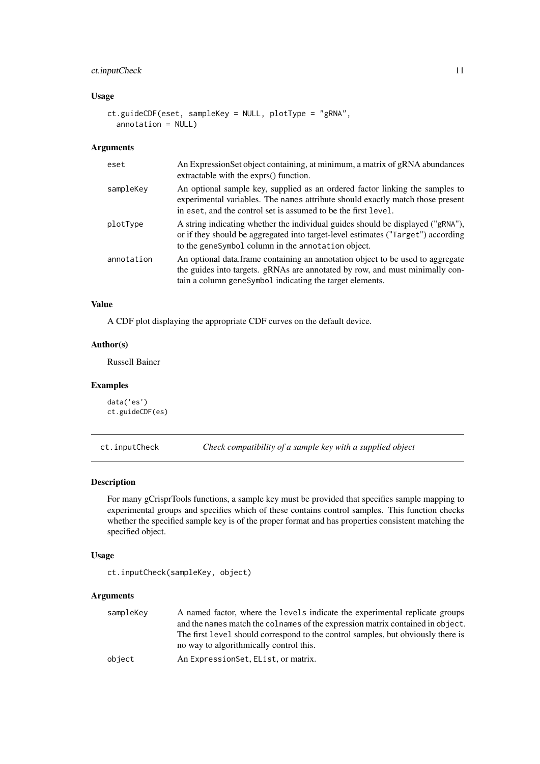### Usage

```
ct.guideCDF(eset, sampleKey = NULL, plotType = "gRNA",
  annotation = NULL)
```

### Arguments

| | |
|---|---|
| eset | An ExpressionSet object containing, at minimum, a matrix of gRNA abundances extractable with the exprs() function. |
| sampleKey | An optional sample key, supplied as an ordered factor linking the samples to experimental variables. The `names` attribute should exactly match those present in `eset`, and the control set is assumed to be the first `level`. |
| plotType | A string indicating whether the individual guides should be displayed (`"gRNA"`), or if they should be aggregated into target-level estimates (`"Target"`) according to the `geneSymbol` column in the `annotation` object. |
| annotation | An optional data.frame containing an annotation object to be used to aggregate the guides into targets. gRNAs are annotated by row, and must minimally contain a column `geneSymbol` indicating the target elements. |

### Value

A CDF plot displaying the appropriate CDF curves on the default device.

### Author(s)

Russell Bainer

### Examples

```
data('es')
ct.guideCDF(es)
```

---

## ct.inputCheck — *Check compatibility of a sample key with a supplied object*

---

### Description

For many gCrisprTools functions, a sample key must be provided that specifies sample mapping to experimental groups and specifies which of these contains control samples. This function checks whether the specified sample key is of the proper format and has properties consistent matching the specified object.

### Usage

```
ct.inputCheck(sampleKey, object)
```

### Arguments

| | |
|---|---|
| sampleKey | A named factor, where the `levels` indicate the experimental replicate groups and the `names` match the `colnames` of the expression matrix contained in `object`. The first `level` should correspond to the control samples, but obviously there is no way to algorithmically control this. |
| object | An `ExpressionSet`, `EList`, or matrix. |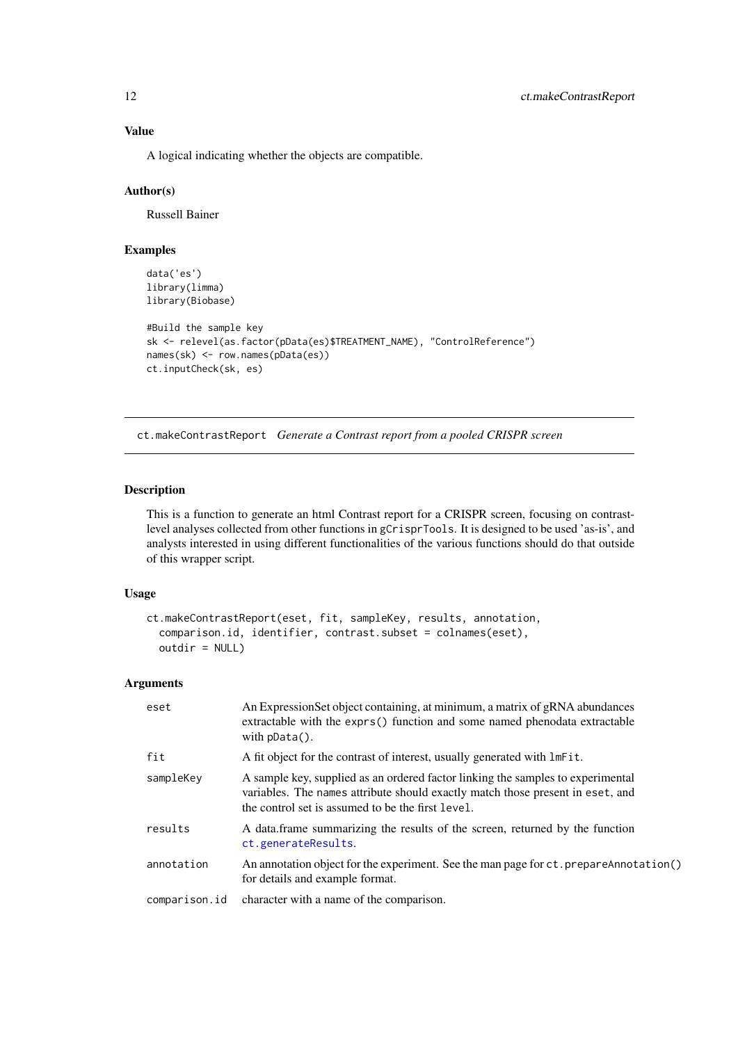### Value

A logical indicating whether the objects are compatible.

### Author(s)

Russell Bainer

### Examples

```
data('es')
library(limma)
library(Biobase)

#Build the sample key
sk <- relevel(as.factor(pData(es)$TREATMENT_NAME), "ControlReference")
names(sk) <- row.names(pData(es))
ct.inputCheck(sk, es)
```

---

## ct.makeContrastReport *Generate a Contrast report from a pooled CRISPR screen*

---

### Description

This is a function to generate an html Contrast report for a CRISPR screen, focusing on contrast-level analyses collected from other functions in `gCrisprTools`. It is designed to be used 'as-is', and analysts interested in using different functionalities of the various functions should do that outside of this wrapper script.

### Usage

```
ct.makeContrastReport(eset, fit, sampleKey, results, annotation,
  comparison.id, identifier, contrast.subset = colnames(eset),
  outdir = NULL)
```

### Arguments

| | |
|---|---|
| `eset` | An ExpressionSet object containing, at minimum, a matrix of gRNA abundances extractable with the `exprs()` function and some named phenodata extractable with `pData()`. |
| `fit` | A fit object for the contrast of interest, usually generated with `lmFit`. |
| `sampleKey` | A sample key, supplied as an ordered factor linking the samples to experimental variables. The `names` attribute should exactly match those present in `eset`, and the control set is assumed to be the first `level`. |
| `results` | A data.frame summarizing the results of the screen, returned by the function `ct.generateResults`. |
| `annotation` | An annotation object for the experiment. See the man page for `ct.prepareAnnotation()` for details and example format. |
| `comparison.id` | character with a name of the comparison. |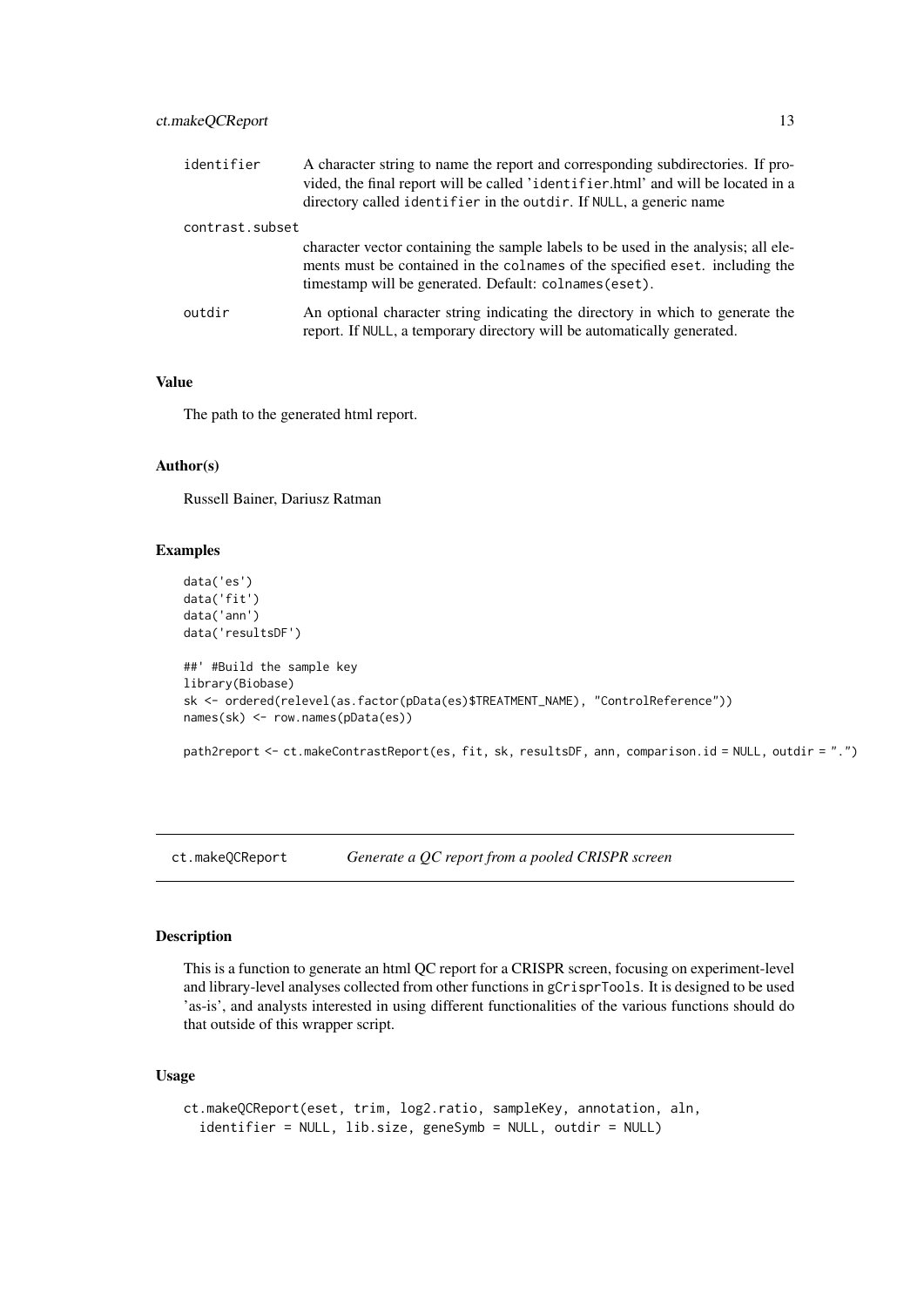identifier
: A character string to name the report and corresponding subdirectories. If provided, the final report will be called 'identifier.html' and will be located in a directory called identifier in the outdir. If NULL, a generic name

contrast.subset
: character vector containing the sample labels to be used in the analysis; all elements must be contained in the colnames of the specified eset. including the timestamp will be generated. Default: colnames(eset).

outdir
: An optional character string indicating the directory in which to generate the report. If NULL, a temporary directory will be automatically generated.

### Value

The path to the generated html report.

### Author(s)

Russell Bainer, Dariusz Ratman

### Examples

```
data('es')
data('fit')
data('ann')
data('resultsDF')

##' #Build the sample key
library(Biobase)
sk <- ordered(relevel(as.factor(pData(es)$TREATMENT_NAME), "ControlReference"))
names(sk) <- row.names(pData(es))

path2report <- ct.makeContrastReport(es, fit, sk, resultsDF, ann, comparison.id = NULL, outdir = ".")
```

---

## ct.makeQCReport — *Generate a QC report from a pooled CRISPR screen*

### Description

This is a function to generate an html QC report for a CRISPR screen, focusing on experiment-level and library-level analyses collected from other functions in gCrisprTools. It is designed to be used 'as-is', and analysts interested in using different functionalities of the various functions should do that outside of this wrapper script.

### Usage

```
ct.makeQCReport(eset, trim, log2.ratio, sampleKey, annotation, aln,
  identifier = NULL, lib.size, geneSymb = NULL, outdir = NULL)
```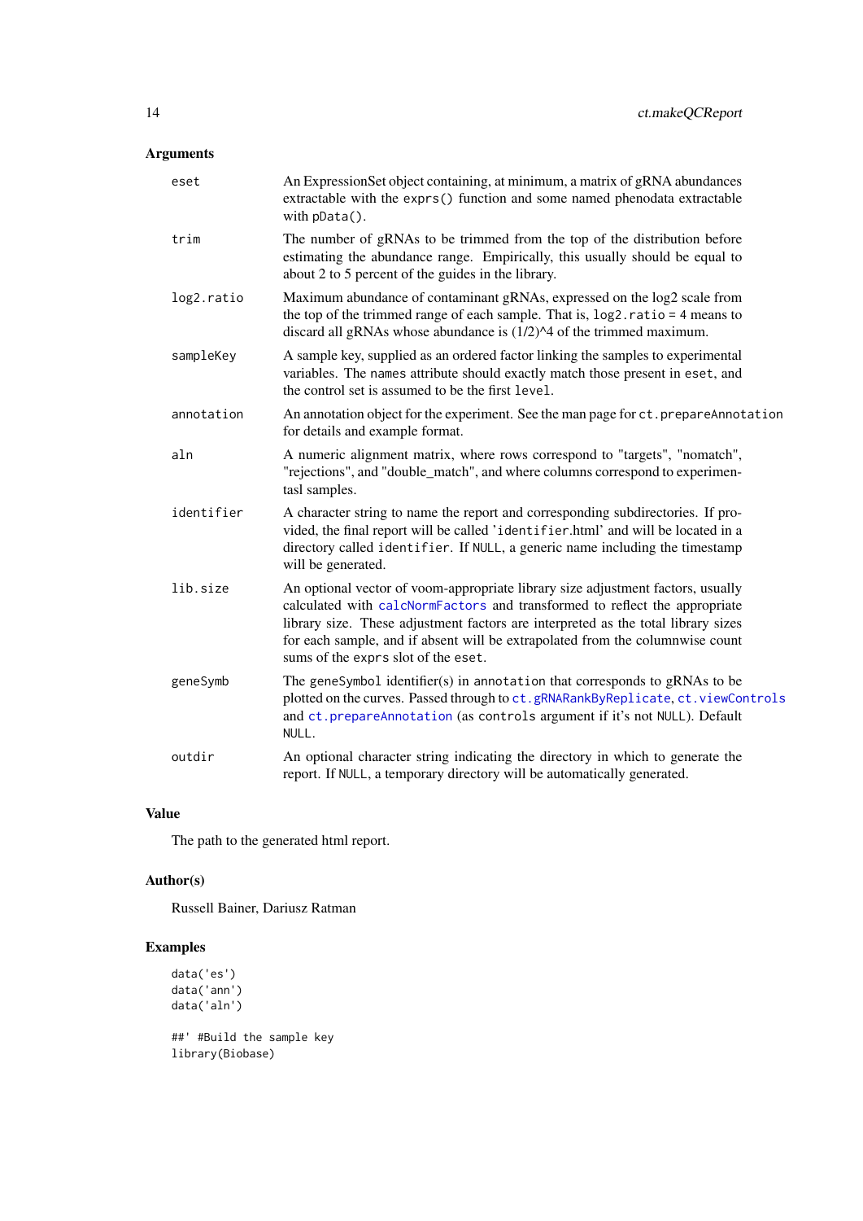### Arguments

- **eset**: An ExpressionSet object containing, at minimum, a matrix of gRNA abundances extractable with the `exprs()` function and some named phenodata extractable with `pData()`.
- **trim**: The number of gRNAs to be trimmed from the top of the distribution before estimating the abundance range. Empirically, this usually should be equal to about 2 to 5 percent of the guides in the library.
- **log2.ratio**: Maximum abundance of contaminant gRNAs, expressed on the log2 scale from the top of the trimmed range of each sample. That is, `log2.ratio = 4` means to discard all gRNAs whose abundance is (1/2)^4 of the trimmed maximum.
- **sampleKey**: A sample key, supplied as an ordered factor linking the samples to experimental variables. The `names` attribute should exactly match those present in `eset`, and the control set is assumed to be the first `level`.
- **annotation**: An annotation object for the experiment. See the man page for `ct.prepareAnnotation` for details and example format.
- **aln**: A numeric alignment matrix, where rows correspond to "targets", "nomatch", "rejections", and "double_match", and where columns correspond to experimentasl samples.
- **identifier**: A character string to name the report and corresponding subdirectories. If provided, the final report will be called '`identifier`.html' and will be located in a directory called `identifier`. If `NULL`, a generic name including the timestamp will be generated.
- **lib.size**: An optional vector of voom-appropriate library size adjustment factors, usually calculated with `calcNormFactors` and transformed to reflect the appropriate library size. These adjustment factors are interpreted as the total library sizes for each sample, and if absent will be extrapolated from the columnwise count sums of the `exprs` slot of the `eset`.
- **geneSymb**: The `geneSymbol` identifier(s) in `annotation` that corresponds to gRNAs to be plotted on the curves. Passed through to `ct.gRNARankByReplicate`, `ct.viewControls` and `ct.prepareAnnotation` (as `controls` argument if it's not `NULL`). Default `NULL`.
- **outdir**: An optional character string indicating the directory in which to generate the report. If `NULL`, a temporary directory will be automatically generated.

### Value

The path to the generated html report.

### Author(s)

Russell Bainer, Dariusz Ratman

### Examples

```
data('es')
data('ann')
data('aln')

##' #Build the sample key
library(Biobase)
```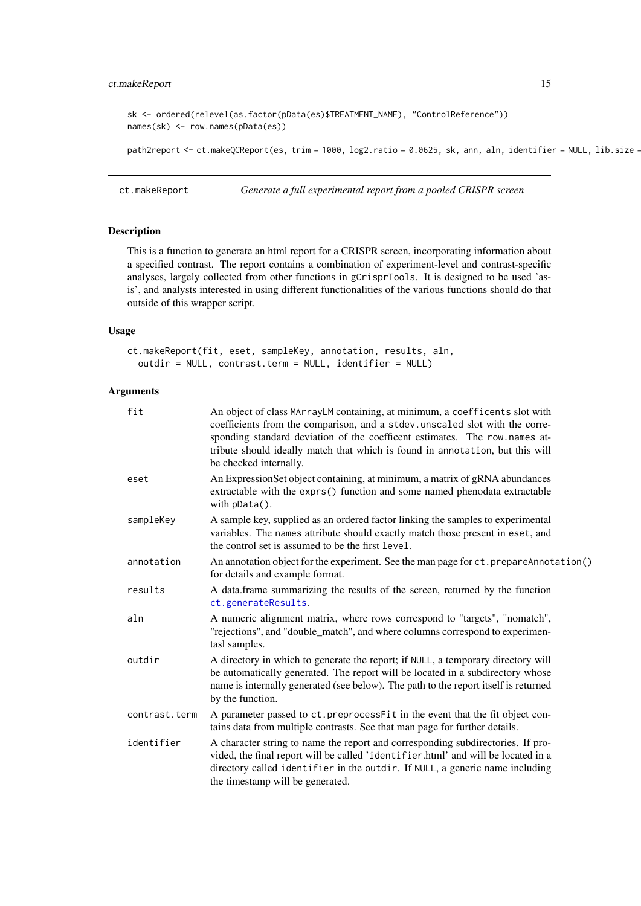```
sk <- ordered(relevel(as.factor(pData(es)$TREATMENT_NAME), "ControlReference"))
names(sk) <- row.names(pData(es))

path2report <- ct.makeQCReport(es, trim = 1000, log2.ratio = 0.0625, sk, ann, aln, identifier = NULL, lib.size =
```

## ct.makeReport — *Generate a full experimental report from a pooled CRISPR screen*

### Description

This is a function to generate an html report for a CRISPR screen, incorporating information about a specified contrast. The report contains a combination of experiment-level and contrast-specific analyses, largely collected from other functions in `gCrisprTools`. It is designed to be used 'as-is', and analysts interested in using different functionalities of the various functions should do that outside of this wrapper script.

### Usage

```
ct.makeReport(fit, eset, sampleKey, annotation, results, aln,
  outdir = NULL, contrast.term = NULL, identifier = NULL)
```

### Arguments

| | |
|---|---|
| `fit` | An object of class `MArrayLM` containing, at minimum, a `coefficents` slot with coefficients from the comparison, and a `stdev.unscaled` slot with the corresponding standard deviation of the coefficent estimates. The `row.names` attribute should ideally match that which is found in `annotation`, but this will be checked internally. |
| `eset` | An ExpressionSet object containing, at minimum, a matrix of gRNA abundances extractable with the `exprs()` function and some named phenodata extractable with `pData()`. |
| `sampleKey` | A sample key, supplied as an ordered factor linking the samples to experimental variables. The `names` attribute should exactly match those present in `eset`, and the control set is assumed to be the first `level`. |
| `annotation` | An annotation object for the experiment. See the man page for `ct.prepareAnnotation()` for details and example format. |
| `results` | A data.frame summarizing the results of the screen, returned by the function `ct.generateResults`. |
| `aln` | A numeric alignment matrix, where rows correspond to "targets", "nomatch", "rejections", and "double_match", and where columns correspond to experimentasl samples. |
| `outdir` | A directory in which to generate the report; if `NULL`, a temporary directory will be automatically generated. The report will be located in a subdirectory whose name is internally generated (see below). The path to the report itself is returned by the function. |
| `contrast.term` | A parameter passed to `ct.preprocessFit` in the event that the fit object contains data from multiple contrasts. See that man page for further details. |
| `identifier` | A character string to name the report and corresponding subdirectories. If provided, the final report will be called '`identifier`.html' and will be located in a directory called `identifier` in the `outdir`. If `NULL`, a generic name including the timestamp will be generated. |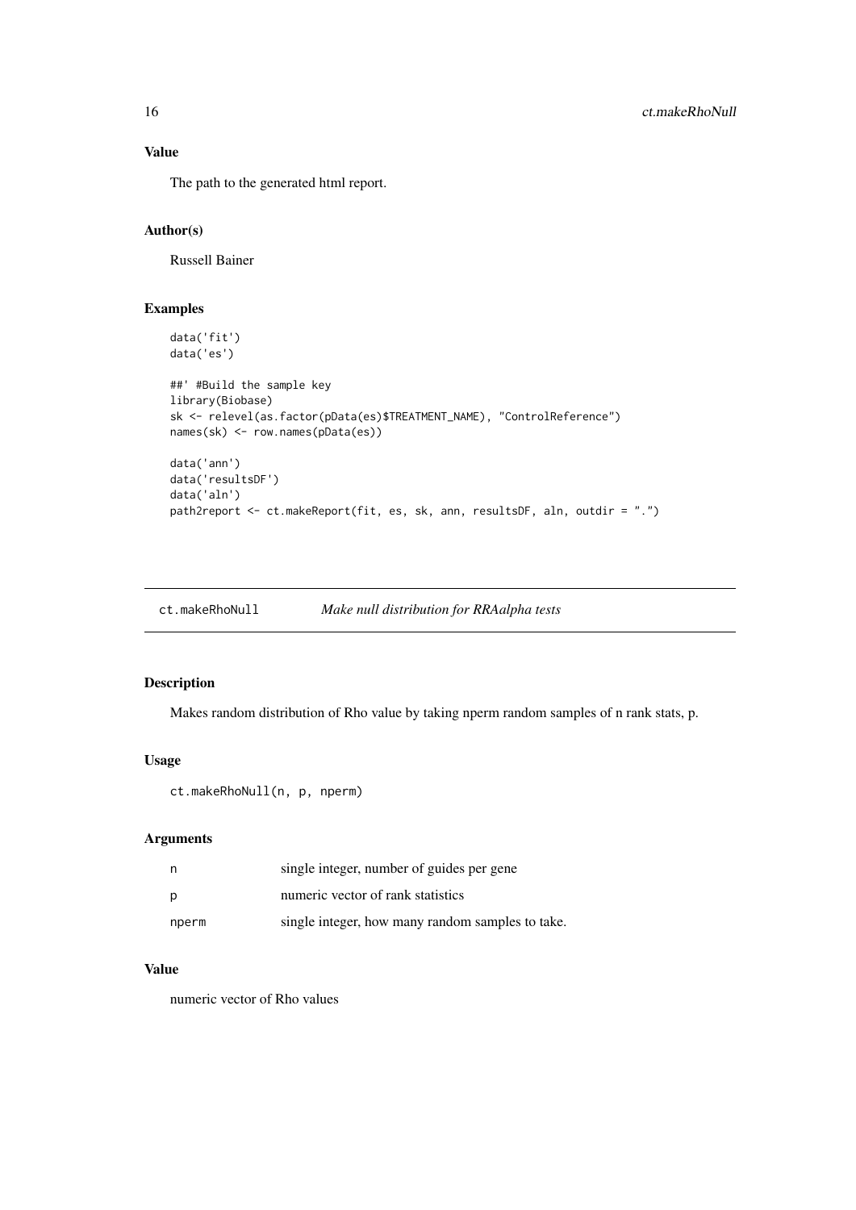### Value

The path to the generated html report.

### Author(s)

Russell Bainer

### Examples

```
data('fit')
data('es')

##' #Build the sample key
library(Biobase)
sk <- relevel(as.factor(pData(es)$TREATMENT_NAME), "ControlReference")
names(sk) <- row.names(pData(es))

data('ann')
data('resultsDF')
data('aln')
path2report <- ct.makeReport(fit, es, sk, ann, resultsDF, aln, outdir = ".")
```

---

## ct.makeRhoNull — *Make null distribution for RRAalpha tests*

### Description

Makes random distribution of Rho value by taking nperm random samples of n rank stats, p.

### Usage

```
ct.makeRhoNull(n, p, nperm)
```

### Arguments

| | |
|---|---|
| n | single integer, number of guides per gene |
| p | numeric vector of rank statistics |
| nperm | single integer, how many random samples to take. |

### Value

numeric vector of Rho values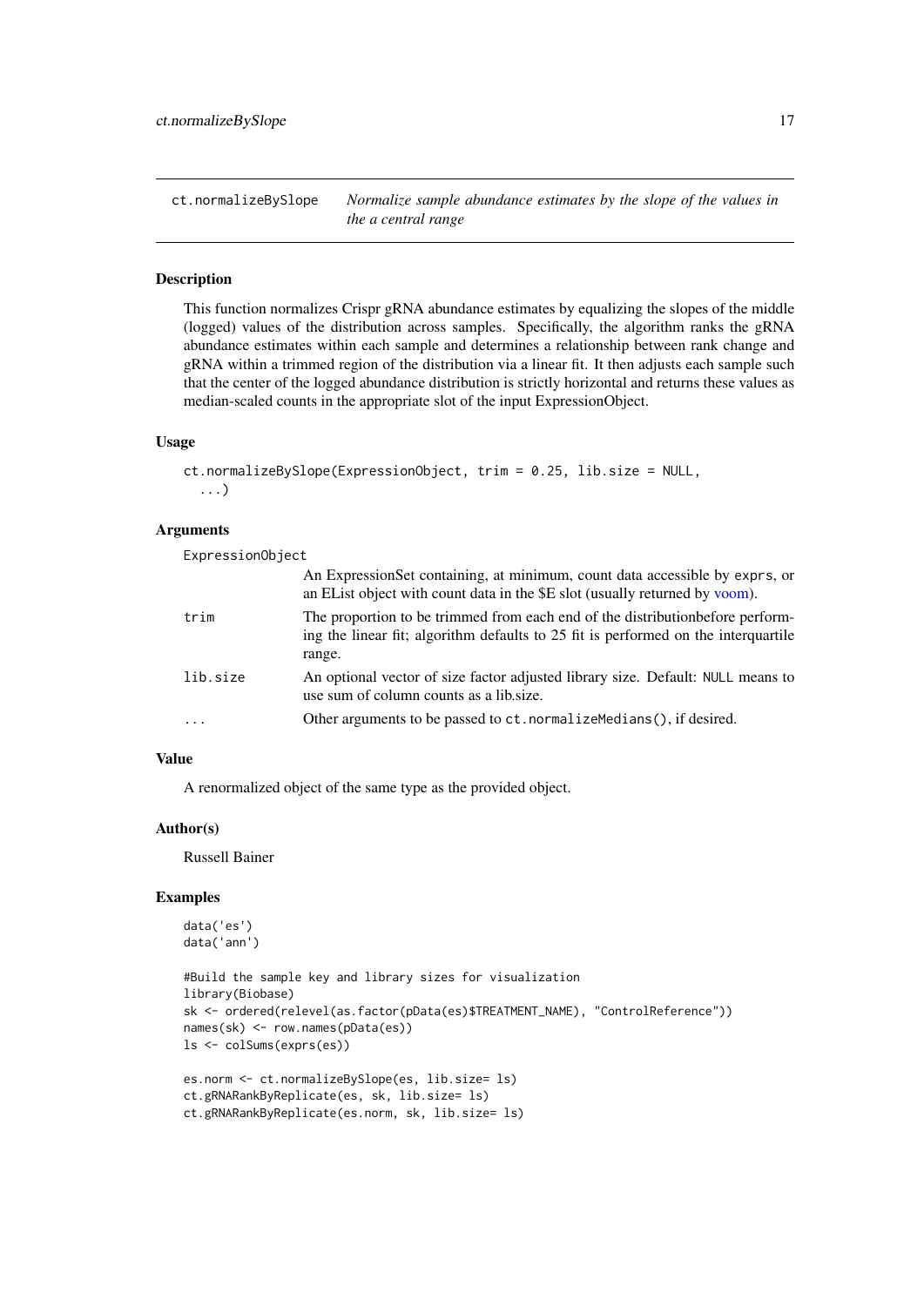## ct.normalizeBySlope — *Normalize sample abundance estimates by the slope of the values in the a central range*

### Description

This function normalizes Crispr gRNA abundance estimates by equalizing the slopes of the middle (logged) values of the distribution across samples. Specifically, the algorithm ranks the gRNA abundance estimates within each sample and determines a relationship between rank change and gRNA within a trimmed region of the distribution via a linear fit. It then adjusts each sample such that the center of the logged abundance distribution is strictly horizontal and returns these values as median-scaled counts in the appropriate slot of the input ExpressionObject.

### Usage

```
ct.normalizeBySlope(ExpressionObject, trim = 0.25, lib.size = NULL,
  ...)
```

### Arguments

| Argument | Description |
|---|---|
| `ExpressionObject` | An ExpressionSet containing, at minimum, count data accessible by `exprs`, or an EList object with count data in the $E slot (usually returned by voom). |
| `trim` | The proportion to be trimmed from each end of the distributionbefore performing the linear fit; algorithm defaults to 25 fit is performed on the interquartile range. |
| `lib.size` | An optional vector of size factor adjusted library size. Default: `NULL` means to use sum of column counts as a lib.size. |
| `...` | Other arguments to be passed to `ct.normalizeMedians()`, if desired. |

### Value

A renormalized object of the same type as the provided object.

### Author(s)

Russell Bainer

### Examples

```
data('es')
data('ann')

#Build the sample key and library sizes for visualization
library(Biobase)
sk <- ordered(relevel(as.factor(pData(es)$TREATMENT_NAME), "ControlReference"))
names(sk) <- row.names(pData(es))
ls <- colSums(exprs(es))

es.norm <- ct.normalizeBySlope(es, lib.size= ls)
ct.gRNARankByReplicate(es, sk, lib.size= ls)
ct.gRNARankByReplicate(es.norm, sk, lib.size= ls)
```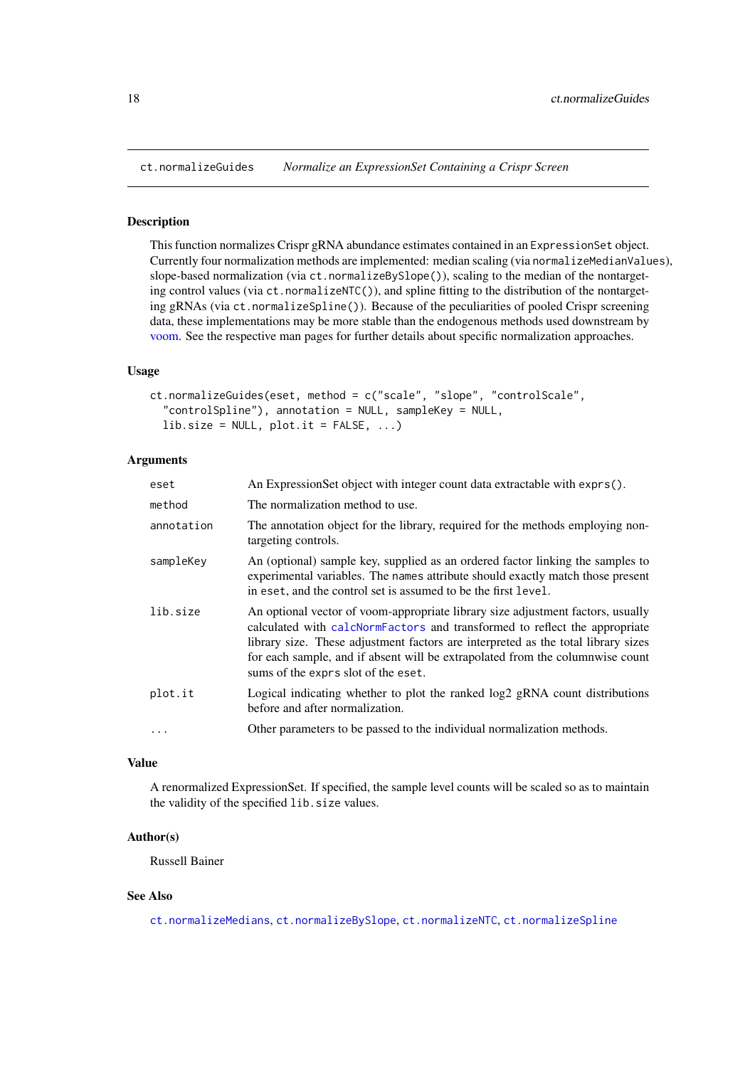## ct.normalizeGuides *Normalize an ExpressionSet Containing a Crispr Screen*

### Description

This function normalizes Crispr gRNA abundance estimates contained in an `ExpressionSet` object. Currently four normalization methods are implemented: median scaling (via `normalizeMedianValues`), slope-based normalization (via `ct.normalizeBySlope()`), scaling to the median of the nontargeting control values (via `ct.normalizeNTC()`), and spline fitting to the distribution of the nontargeting gRNAs (via `ct.normalizeSpline()`). Because of the peculiarities of pooled Crispr screening data, these implementations may be more stable than the endogenous methods used downstream by voom. See the respective man pages for further details about specific normalization approaches.

### Usage

```
ct.normalizeGuides(eset, method = c("scale", "slope", "controlScale",
  "controlSpline"), annotation = NULL, sampleKey = NULL,
  lib.size = NULL, plot.it = FALSE, ...)
```

### Arguments

| | |
|---|---|
| `eset` | An ExpressionSet object with integer count data extractable with `exprs()`. |
| `method` | The normalization method to use. |
| `annotation` | The annotation object for the library, required for the methods employing non-targeting controls. |
| `sampleKey` | An (optional) sample key, supplied as an ordered factor linking the samples to experimental variables. The `names` attribute should exactly match those present in `eset`, and the control set is assumed to be the first `level`. |
| `lib.size` | An optional vector of voom-appropriate library size adjustment factors, usually calculated with `calcNormFactors` and transformed to reflect the appropriate library size. These adjustment factors are interpreted as the total library sizes for each sample, and if absent will be extrapolated from the columnwise count sums of the `exprs` slot of the `eset`. |
| `plot.it` | Logical indicating whether to plot the ranked log2 gRNA count distributions before and after normalization. |
| `...` | Other parameters to be passed to the individual normalization methods. |

### Value

A renormalized ExpressionSet. If specified, the sample level counts will be scaled so as to maintain the validity of the specified `lib.size` values.

### Author(s)

Russell Bainer

### See Also

`ct.normalizeMedians`, `ct.normalizeBySlope`, `ct.normalizeNTC`, `ct.normalizeSpline`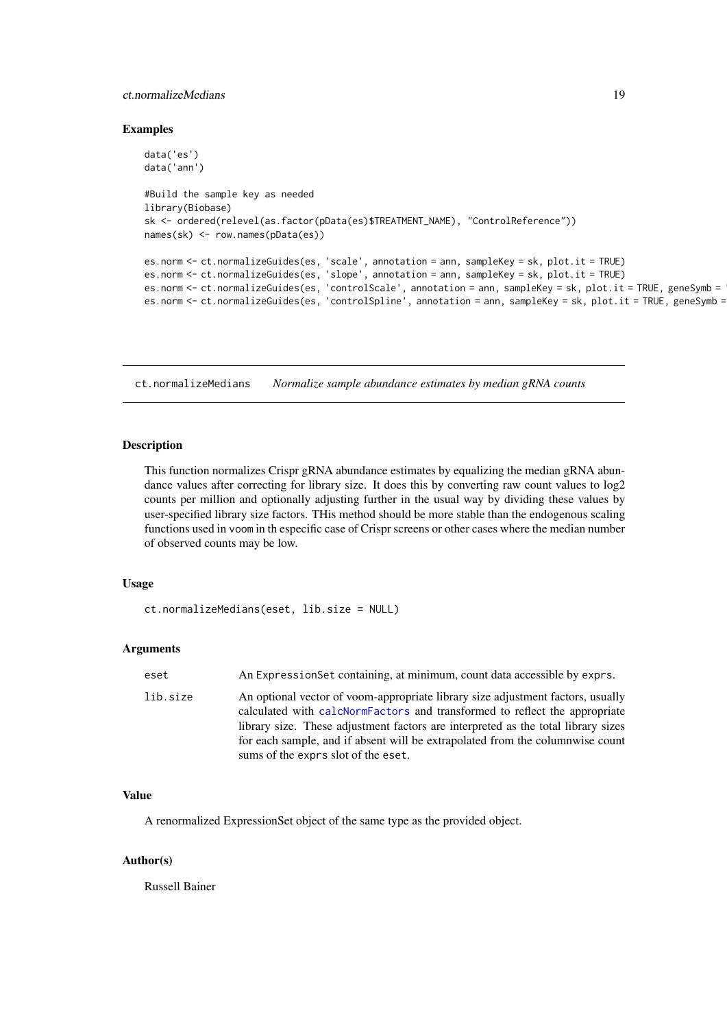## Examples

```
data('es')
data('ann')

#Build the sample key as needed
library(Biobase)
sk <- ordered(relevel(as.factor(pData(es)$TREATMENT_NAME), "ControlReference"))
names(sk) <- row.names(pData(es))

es.norm <- ct.normalizeGuides(es, 'scale', annotation = ann, sampleKey = sk, plot.it = TRUE)
es.norm <- ct.normalizeGuides(es, 'slope', annotation = ann, sampleKey = sk, plot.it = TRUE)
es.norm <- ct.normalizeGuides(es, 'controlScale', annotation = ann, sampleKey = sk, plot.it = TRUE, geneSymb = '
es.norm <- ct.normalizeGuides(es, 'controlSpline', annotation = ann, sampleKey = sk, plot.it = TRUE, geneSymb =
```

---

# ct.normalizeMedians *Normalize sample abundance estimates by median gRNA counts*

## Description

This function normalizes Crispr gRNA abundance estimates by equalizing the median gRNA abundance values after correcting for library size. It does this by converting raw count values to log2 counts per million and optionally adjusting further in the usual way by dividing these values by user-specified library size factors. THis method should be more stable than the endogenous scaling functions used in voom in th especific case of Crispr screens or other cases where the median number of observed counts may be low.

## Usage

```
ct.normalizeMedians(eset, lib.size = NULL)
```

## Arguments

| | |
|---|---|
| `eset` | An `ExpressionSet` containing, at minimum, count data accessible by `exprs`. |
| `lib.size` | An optional vector of voom-appropriate library size adjustment factors, usually calculated with `calcNormFactors` and transformed to reflect the appropriate library size. These adjustment factors are interpreted as the total library sizes for each sample, and if absent will be extrapolated from the columnwise count sums of the `exprs` slot of the `eset`. |

## Value

A renormalized ExpressionSet object of the same type as the provided object.

## Author(s)

Russell Bainer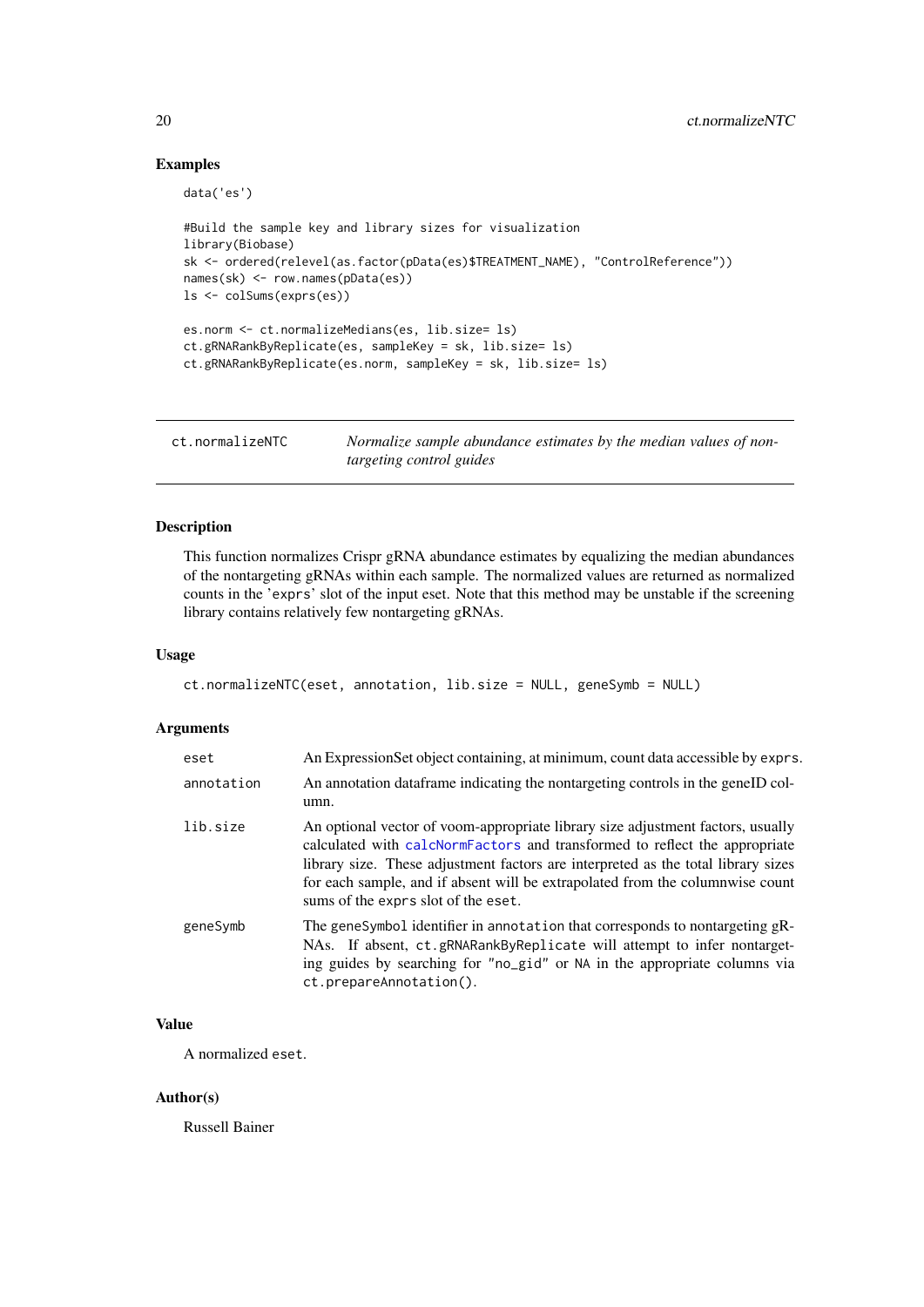## Examples

```
data('es')

#Build the sample key and library sizes for visualization
library(Biobase)
sk <- ordered(relevel(as.factor(pData(es)$TREATMENT_NAME), "ControlReference"))
names(sk) <- row.names(pData(es))
ls <- colSums(exprs(es))

es.norm <- ct.normalizeMedians(es, lib.size= ls)
ct.gRNARankByReplicate(es, sampleKey = sk, lib.size= ls)
ct.gRNARankByReplicate(es.norm, sampleKey = sk, lib.size= ls)
```

---

# ct.normalizeNTC — *Normalize sample abundance estimates by the median values of non-targeting control guides*

---

## Description

This function normalizes Crispr gRNA abundance estimates by equalizing the median abundances of the nontargeting gRNAs within each sample. The normalized values are returned as normalized counts in the 'exprs' slot of the input eset. Note that this method may be unstable if the screening library contains relatively few nontargeting gRNAs.

## Usage

```
ct.normalizeNTC(eset, annotation, lib.size = NULL, geneSymb = NULL)
```

## Arguments

| | |
|---|---|
| eset | An ExpressionSet object containing, at minimum, count data accessible by exprs. |
| annotation | An annotation dataframe indicating the nontargeting controls in the geneID column. |
| lib.size | An optional vector of voom-appropriate library size adjustment factors, usually calculated with calcNormFactors and transformed to reflect the appropriate library size. These adjustment factors are interpreted as the total library sizes for each sample, and if absent will be extrapolated from the columnwise count sums of the exprs slot of the eset. |
| geneSymb | The geneSymbol identifier in annotation that corresponds to nontargeting gRNAs. If absent, ct.gRNARankByReplicate will attempt to infer nontargeting guides by searching for "no_gid" or NA in the appropriate columns via ct.prepareAnnotation(). |

## Value

A normalized eset.

## Author(s)

Russell Bainer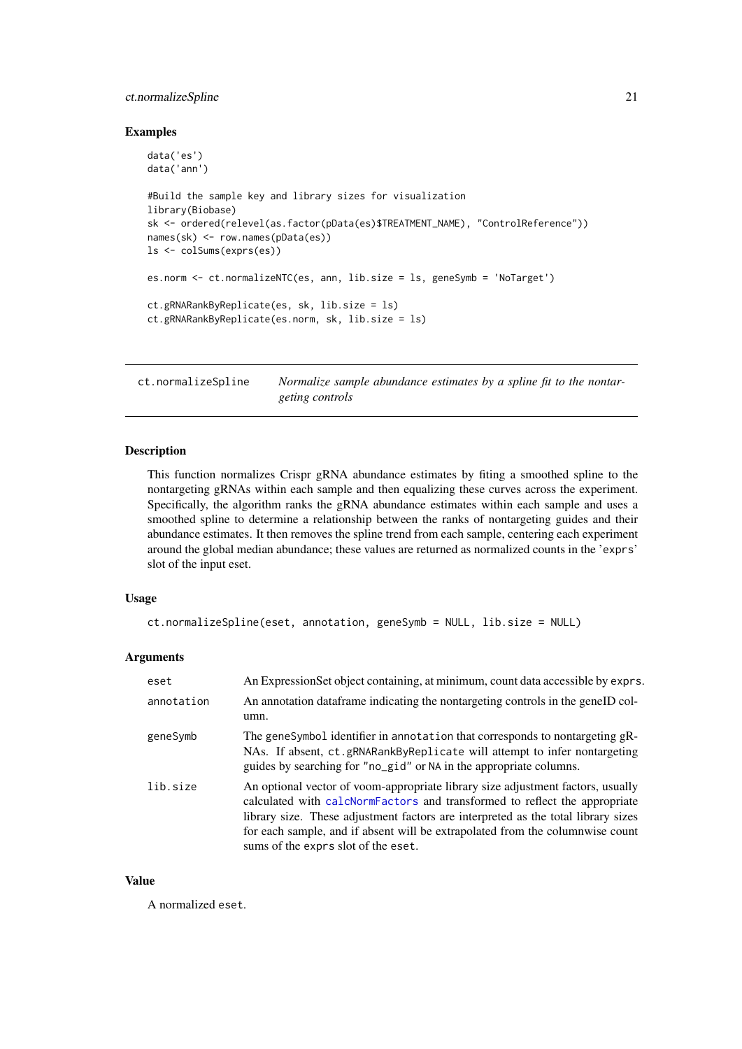### Examples

```
data('es')
data('ann')

#Build the sample key and library sizes for visualization
library(Biobase)
sk <- ordered(relevel(as.factor(pData(es)$TREATMENT_NAME), "ControlReference"))
names(sk) <- row.names(pData(es))
ls <- colSums(exprs(es))

es.norm <- ct.normalizeNTC(es, ann, lib.size = ls, geneSymb = 'NoTarget')

ct.gRNARankByReplicate(es, sk, lib.size = ls)
ct.gRNARankByReplicate(es.norm, sk, lib.size = ls)
```

---

## ct.normalizeSpline *Normalize sample abundance estimates by a spline fit to the nontargeting controls*

---

### Description

This function normalizes Crispr gRNA abundance estimates by fiting a smoothed spline to the nontargeting gRNAs within each sample and then equalizing these curves across the experiment. Specifically, the algorithm ranks the gRNA abundance estimates within each sample and uses a smoothed spline to determine a relationship between the ranks of nontargeting guides and their abundance estimates. It then removes the spline trend from each sample, centering each experiment around the global median abundance; these values are returned as normalized counts in the 'exprs' slot of the input eset.

### Usage

```
ct.normalizeSpline(eset, annotation, geneSymb = NULL, lib.size = NULL)
```

### Arguments

| | |
|---|---|
| eset | An ExpressionSet object containing, at minimum, count data accessible by exprs. |
| annotation | An annotation dataframe indicating the nontargeting controls in the geneID column. |
| geneSymb | The geneSymbol identifier in annotation that corresponds to nontargeting gRNAs. If absent, ct.gRNARankByReplicate will attempt to infer nontargeting guides by searching for "no_gid" or NA in the appropriate columns. |
| lib.size | An optional vector of voom-appropriate library size adjustment factors, usually calculated with calcNormFactors and transformed to reflect the appropriate library size. These adjustment factors are interpreted as the total library sizes for each sample, and if absent will be extrapolated from the columnwise count sums of the exprs slot of the eset. |

### Value

A normalized eset.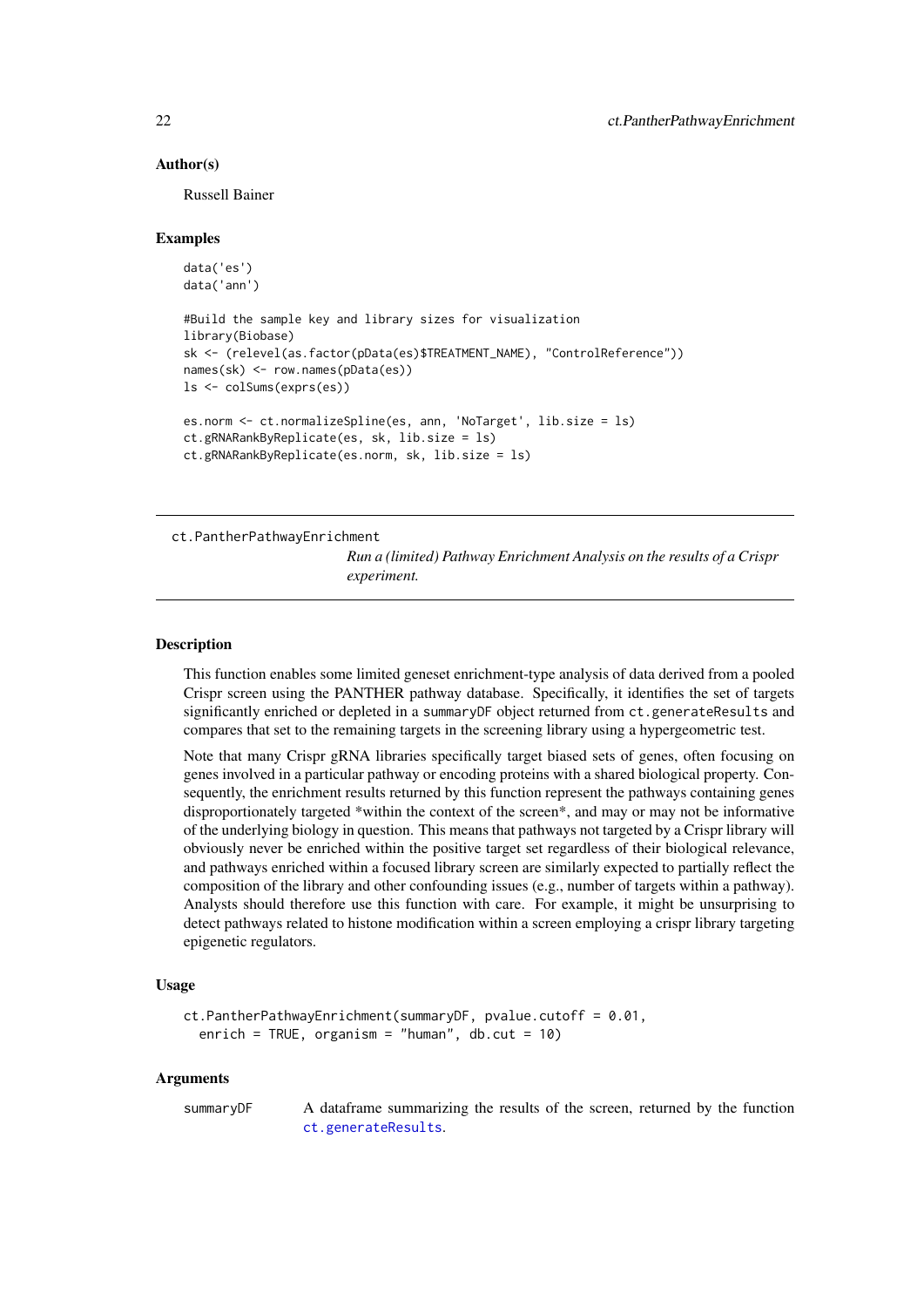### Author(s)

Russell Bainer

### Examples

```
data('es')
data('ann')

#Build the sample key and library sizes for visualization
library(Biobase)
sk <- (relevel(as.factor(pData(es)$TREATMENT_NAME), "ControlReference"))
names(sk) <- row.names(pData(es))
ls <- colSums(exprs(es))

es.norm <- ct.normalizeSpline(es, ann, 'NoTarget', lib.size = ls)
ct.gRNARankByReplicate(es, sk, lib.size = ls)
ct.gRNARankByReplicate(es.norm, sk, lib.size = ls)
```

---

## ct.PantherPathwayEnrichment

*Run a (limited) Pathway Enrichment Analysis on the results of a Crispr experiment.*

---

### Description

This function enables some limited geneset enrichment-type analysis of data derived from a pooled Crispr screen using the PANTHER pathway database. Specifically, it identifies the set of targets significantly enriched or depleted in a summaryDF object returned from ct.generateResults and compares that set to the remaining targets in the screening library using a hypergeometric test.

Note that many Crispr gRNA libraries specifically target biased sets of genes, often focusing on genes involved in a particular pathway or encoding proteins with a shared biological property. Consequently, the enrichment results returned by this function represent the pathways containing genes disproportionately targeted *within the context of the screen*, and may or may not be informative of the underlying biology in question. This means that pathways not targeted by a Crispr library will obviously never be enriched within the positive target set regardless of their biological relevance, and pathways enriched within a focused library screen are similarly expected to partially reflect the composition of the library and other confounding issues (e.g., number of targets within a pathway). Analysts should therefore use this function with care. For example, it might be unsurprising to detect pathways related to histone modification within a screen employing a crispr library targeting epigenetic regulators.

### Usage

```
ct.PantherPathwayEnrichment(summaryDF, pvalue.cutoff = 0.01,
  enrich = TRUE, organism = "human", db.cut = 10)
```

### Arguments

| | |
|---|---|
| summaryDF | A dataframe summarizing the results of the screen, returned by the function ct.generateResults. |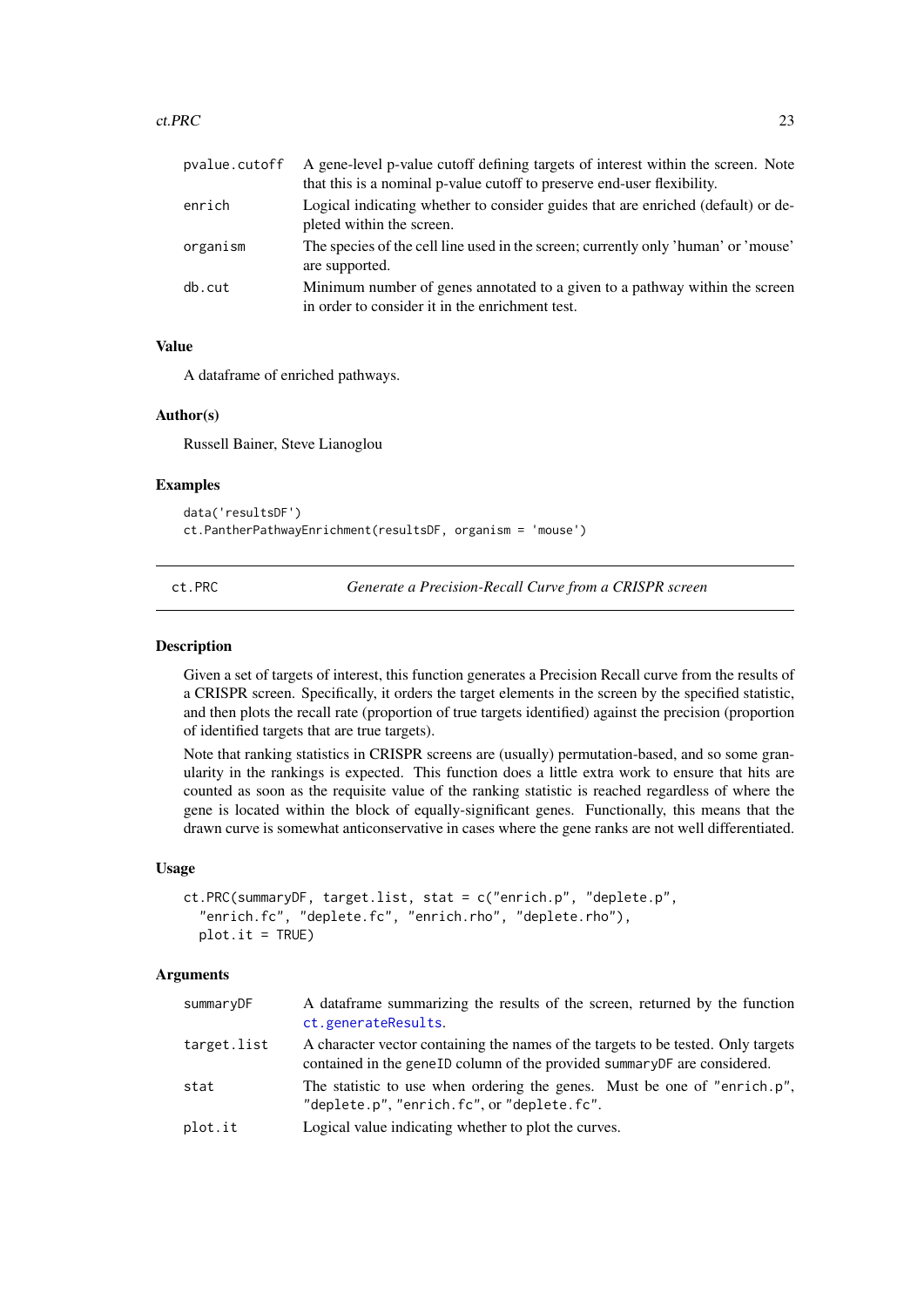| | |
|---|---|
| pvalue.cutoff | A gene-level p-value cutoff defining targets of interest within the screen. Note that this is a nominal p-value cutoff to preserve end-user flexibility. |
| enrich | Logical indicating whether to consider guides that are enriched (default) or depleted within the screen. |
| organism | The species of the cell line used in the screen; currently only 'human' or 'mouse' are supported. |
| db.cut | Minimum number of genes annotated to a given to a pathway within the screen in order to consider it in the enrichment test. |

### Value

A dataframe of enriched pathways.

### Author(s)

Russell Bainer, Steve Lianoglou

### Examples

```
data('resultsDF')
ct.PantherPathwayEnrichment(resultsDF, organism = 'mouse')
```

## ct.PRC — *Generate a Precision-Recall Curve from a CRISPR screen*

### Description

Given a set of targets of interest, this function generates a Precision Recall curve from the results of a CRISPR screen. Specifically, it orders the target elements in the screen by the specified statistic, and then plots the recall rate (proportion of true targets identified) against the precision (proportion of identified targets that are true targets).

Note that ranking statistics in CRISPR screens are (usually) permutation-based, and so some granularity in the rankings is expected. This function does a little extra work to ensure that hits are counted as soon as the requisite value of the ranking statistic is reached regardless of where the gene is located within the block of equally-significant genes. Functionally, this means that the drawn curve is somewhat anticonservative in cases where the gene ranks are not well differentiated.

### Usage

```
ct.PRC(summaryDF, target.list, stat = c("enrich.p", "deplete.p",
  "enrich.fc", "deplete.fc", "enrich.rho", "deplete.rho"),
  plot.it = TRUE)
```

### Arguments

| | |
|---|---|
| summaryDF | A dataframe summarizing the results of the screen, returned by the function ct.generateResults. |
| target.list | A character vector containing the names of the targets to be tested. Only targets contained in the geneID column of the provided summaryDF are considered. |
| stat | The statistic to use when ordering the genes. Must be one of "enrich.p", "deplete.p", "enrich.fc", or "deplete.fc". |
| plot.it | Logical value indicating whether to plot the curves. |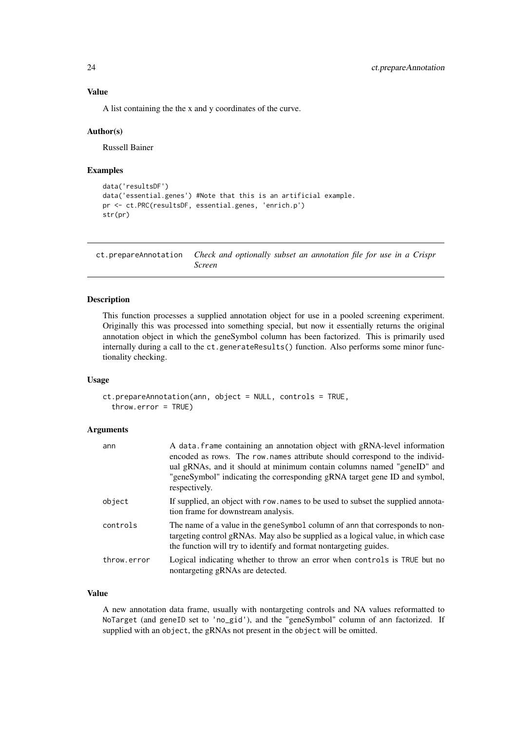### Value

A list containing the the x and y coordinates of the curve.

### Author(s)

Russell Bainer

### Examples

```
data('resultsDF')
data('essential.genes') #Note that this is an artificial example.
pr <- ct.PRC(resultsDF, essential.genes, 'enrich.p')
str(pr)
```

---

## ct.prepareAnnotation *Check and optionally subset an annotation file for use in a Crispr Screen*

---

### Description

This function processes a supplied annotation object for use in a pooled screening experiment. Originally this was processed into something special, but now it essentially returns the original annotation object in which the geneSymbol column has been factorized. This is primarily used internally during a call to the `ct.generateResults()` function. Also performs some minor functionality checking.

### Usage

```
ct.prepareAnnotation(ann, object = NULL, controls = TRUE,
  throw.error = TRUE)
```

### Arguments

| | |
|---|---|
| `ann` | A `data.frame` containing an annotation object with gRNA-level information encoded as rows. The `row.names` attribute should correspond to the individual gRNAs, and it should at minimum contain columns named "geneID" and "geneSymbol" indicating the corresponding gRNA target gene ID and symbol, respectively. |
| `object` | If supplied, an object with `row.names` to be used to subset the supplied annotation frame for downstream analysis. |
| `controls` | The name of a value in the `geneSymbol` column of `ann` that corresponds to non-targeting control gRNAs. May also be supplied as a logical value, in which case the function will try to identify and format nontargeting guides. |
| `throw.error` | Logical indicating whether to throw an error when `controls` is `TRUE` but no nontargeting gRNAs are detected. |

### Value

A new annotation data frame, usually with nontargeting controls and NA values reformatted to `NoTarget` (and `geneID` set to `'no_gid'`), and the "geneSymbol" column of `ann` factorized. If supplied with an `object`, the gRNAs not present in the `object` will be omitted.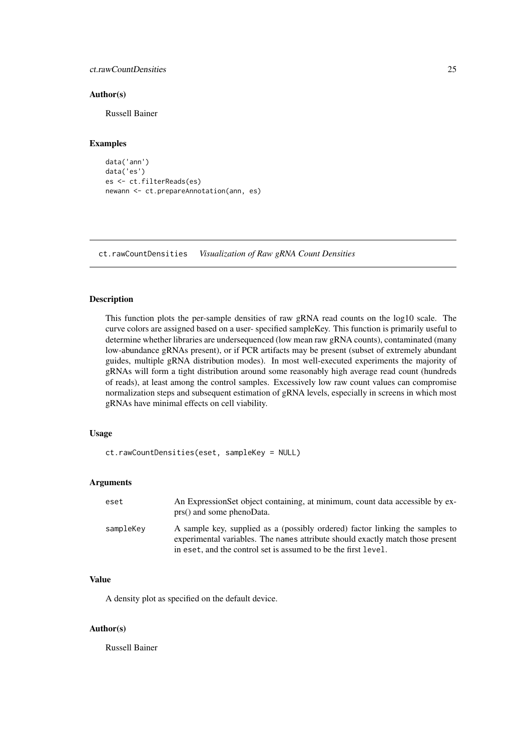### Author(s)

Russell Bainer

### Examples

```
data('ann')
data('es')
es <- ct.filterReads(es)
newann <- ct.prepareAnnotation(ann, es)
```

---

## ct.rawCountDensities *Visualization of Raw gRNA Count Densities*

---

### Description

This function plots the per-sample densities of raw gRNA read counts on the log10 scale. The curve colors are assigned based on a user- specified sampleKey. This function is primarily useful to determine whether libraries are undersequenced (low mean raw gRNA counts), contaminated (many low-abundance gRNAs present), or if PCR artifacts may be present (subset of extremely abundant guides, multiple gRNA distribution modes). In most well-executed experiments the majority of gRNAs will form a tight distribution around some reasonably high average read count (hundreds of reads), at least among the control samples. Excessively low raw count values can compromise normalization steps and subsequent estimation of gRNA levels, especially in screens in which most gRNAs have minimal effects on cell viability.

### Usage

```
ct.rawCountDensities(eset, sampleKey = NULL)
```

### Arguments

| | |
|---|---|
| eset | An ExpressionSet object containing, at minimum, count data accessible by exprs() and some phenoData. |
| sampleKey | A sample key, supplied as a (possibly ordered) factor linking the samples to experimental variables. The `names` attribute should exactly match those present in `eset`, and the control set is assumed to be the first `level`. |

### Value

A density plot as specified on the default device.

### Author(s)

Russell Bainer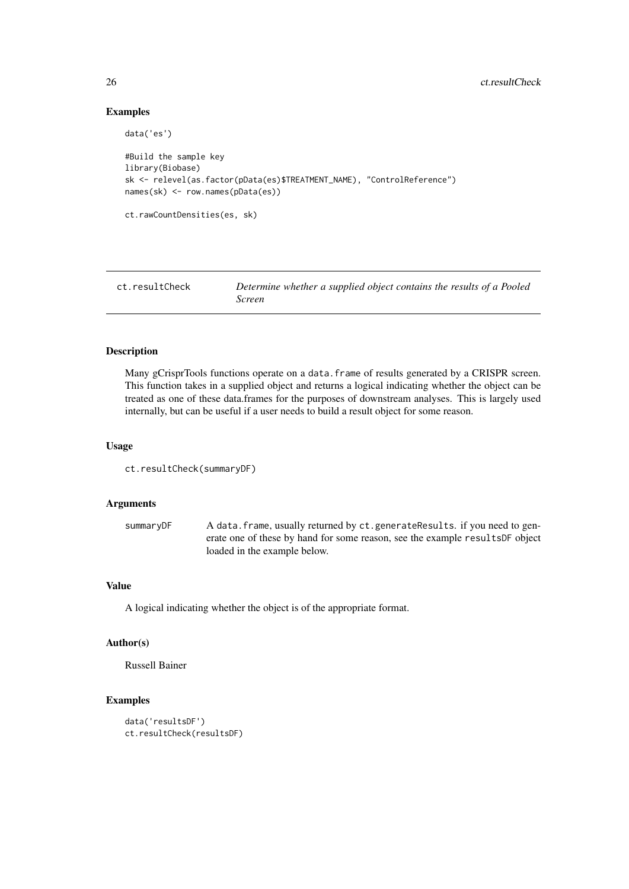## Examples

```
data('es')

#Build the sample key
library(Biobase)
sk <- relevel(as.factor(pData(es)$TREATMENT_NAME), "ControlReference")
names(sk) <- row.names(pData(es))

ct.rawCountDensities(es, sk)
```

---

## ct.resultCheck — *Determine whether a supplied object contains the results of a Pooled Screen*

---

### Description

Many gCrisprTools functions operate on a `data.frame` of results generated by a CRISPR screen. This function takes in a supplied object and returns a logical indicating whether the object can be treated as one of these data.frames for the purposes of downstream analyses. This is largely used internally, but can be useful if a user needs to build a result object for some reason.

### Usage

```
ct.resultCheck(summaryDF)
```

### Arguments

| | |
|---|---|
| `summaryDF` | A `data.frame`, usually returned by `ct.generateResults`. if you need to generate one of these by hand for some reason, see the example `resultsDF` object loaded in the example below. |

### Value

A logical indicating whether the object is of the appropriate format.

### Author(s)

Russell Bainer

### Examples

```
data('resultsDF')
ct.resultCheck(resultsDF)
```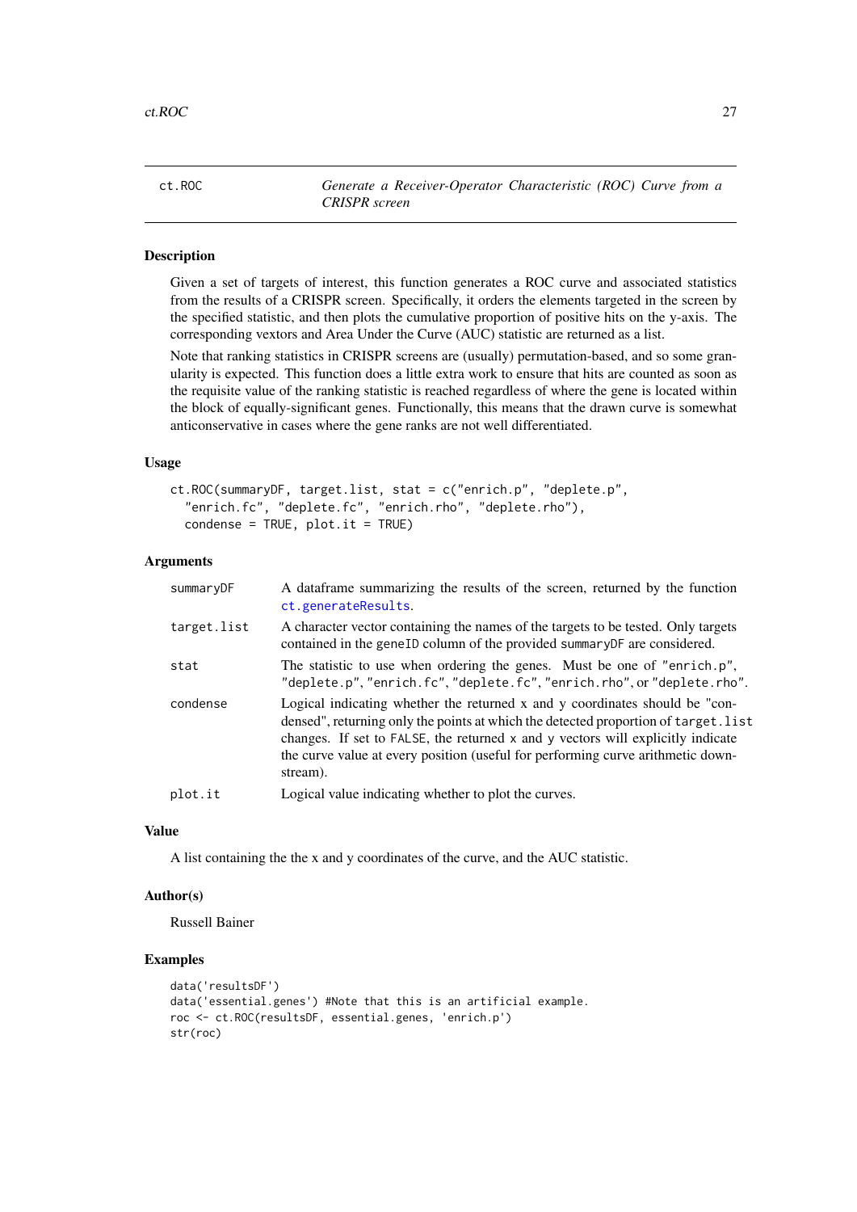# ct.ROC — *Generate a Receiver-Operator Characteristic (ROC) Curve from a CRISPR screen*

## Description

Given a set of targets of interest, this function generates a ROC curve and associated statistics from the results of a CRISPR screen. Specifically, it orders the elements targeted in the screen by the specified statistic, and then plots the cumulative proportion of positive hits on the y-axis. The corresponding vextors and Area Under the Curve (AUC) statistic are returned as a list.

Note that ranking statistics in CRISPR screens are (usually) permutation-based, and so some granularity is expected. This function does a little extra work to ensure that hits are counted as soon as the requisite value of the ranking statistic is reached regardless of where the gene is located within the block of equally-significant genes. Functionally, this means that the drawn curve is somewhat anticonservative in cases where the gene ranks are not well differentiated.

## Usage

```
ct.ROC(summaryDF, target.list, stat = c("enrich.p", "deplete.p",
  "enrich.fc", "deplete.fc", "enrich.rho", "deplete.rho"),
  condense = TRUE, plot.it = TRUE)
```

## Arguments

| Argument | Description |
|---|---|
| `summaryDF` | A dataframe summarizing the results of the screen, returned by the function `ct.generateResults`. |
| `target.list` | A character vector containing the names of the targets to be tested. Only targets contained in the `geneID` column of the provided `summaryDF` are considered. |
| `stat` | The statistic to use when ordering the genes. Must be one of `"enrich.p"`, `"deplete.p"`, `"enrich.fc"`, `"deplete.fc"`, `"enrich.rho"`, or `"deplete.rho"`. |
| `condense` | Logical indicating whether the returned x and y coordinates should be "condensed", returning only the points at which the detected proportion of `target.list` changes. If set to `FALSE`, the returned x and y vectors will explicitly indicate the curve value at every position (useful for performing curve arithmetic downstream). |
| `plot.it` | Logical value indicating whether to plot the curves. |

## Value

A list containing the the x and y coordinates of the curve, and the AUC statistic.

## Author(s)

Russell Bainer

## Examples

```
data('resultsDF')
data('essential.genes') #Note that this is an artificial example.
roc <- ct.ROC(resultsDF, essential.genes, 'enrich.p')
str(roc)
```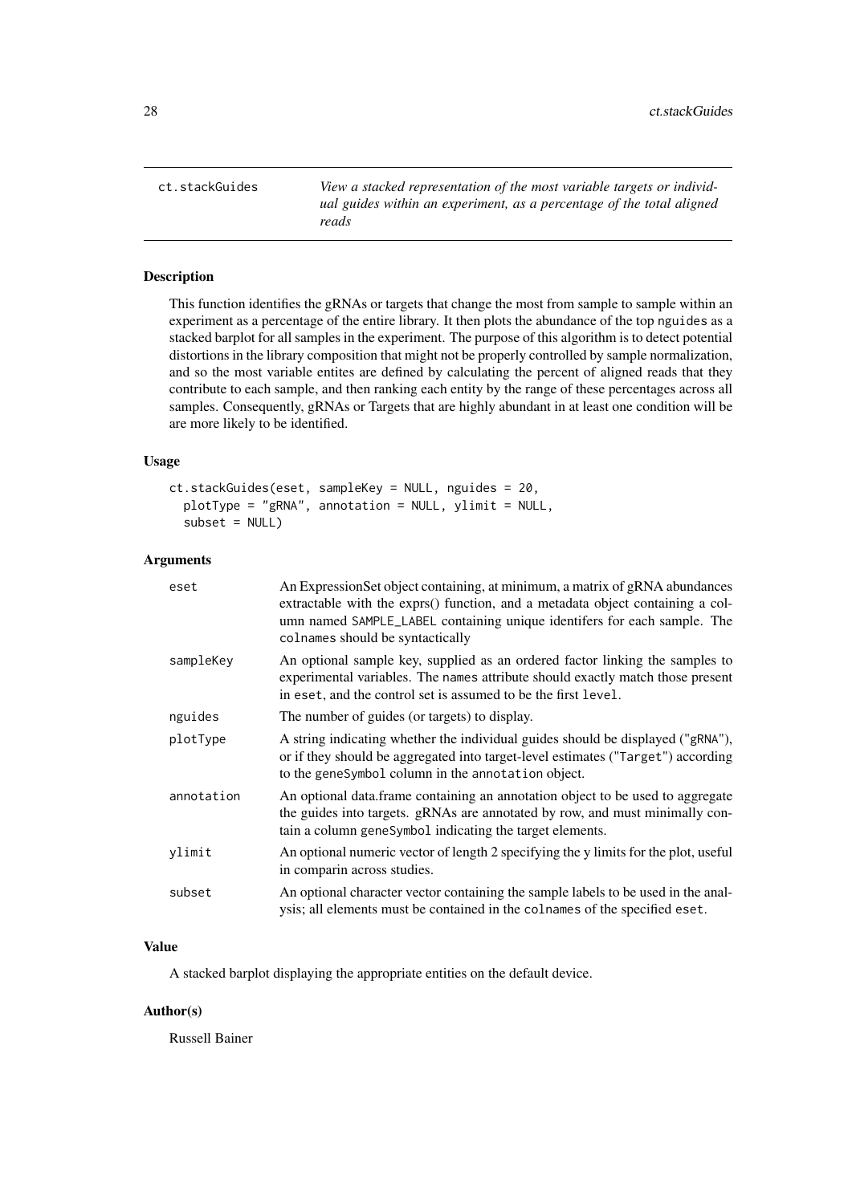## ct.stackGuides

*View a stacked representation of the most variable targets or individual guides within an experiment, as a percentage of the total aligned reads*

### Description

This function identifies the gRNAs or targets that change the most from sample to sample within an experiment as a percentage of the entire library. It then plots the abundance of the top nguides as a stacked barplot for all samples in the experiment. The purpose of this algorithm is to detect potential distortions in the library composition that might not be properly controlled by sample normalization, and so the most variable entites are defined by calculating the percent of aligned reads that they contribute to each sample, and then ranking each entity by the range of these percentages across all samples. Consequently, gRNAs or Targets that are highly abundant in at least one condition will be are more likely to be identified.

### Usage

```
ct.stackGuides(eset, sampleKey = NULL, nguides = 20,
  plotType = "gRNA", annotation = NULL, ylimit = NULL,
  subset = NULL)
```

### Arguments

| Argument | Description |
|---|---|
| `eset` | An ExpressionSet object containing, at minimum, a matrix of gRNA abundances extractable with the exprs() function, and a metadata object containing a column named `SAMPLE_LABEL` containing unique identifers for each sample. The `colnames` should be syntactically |
| `sampleKey` | An optional sample key, supplied as an ordered factor linking the samples to experimental variables. The `names` attribute should exactly match those present in `eset`, and the control set is assumed to be the first `level`. |
| `nguides` | The number of guides (or targets) to display. |
| `plotType` | A string indicating whether the individual guides should be displayed ("gRNA"), or if they should be aggregated into target-level estimates ("Target") according to the `geneSymbol` column in the `annotation` object. |
| `annotation` | An optional data.frame containing an annotation object to be used to aggregate the guides into targets. gRNAs are annotated by row, and must minimally contain a column `geneSymbol` indicating the target elements. |
| `ylimit` | An optional numeric vector of length 2 specifying the y limits for the plot, useful in comparin across studies. |
| `subset` | An optional character vector containing the sample labels to be used in the analysis; all elements must be contained in the `colnames` of the specified `eset`. |

### Value

A stacked barplot displaying the appropriate entities on the default device.

### Author(s)

Russell Bainer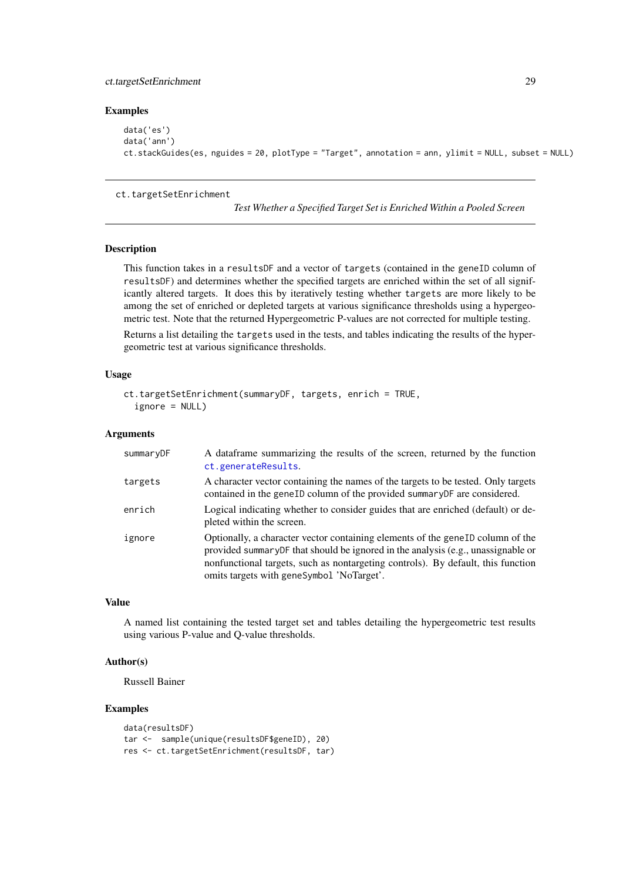## Examples

```
data('es')
data('ann')
ct.stackGuides(es, nguides = 20, plotType = "Target", annotation = ann, ylimit = NULL, subset = NULL)
```

---

## ct.targetSetEnrichment

*Test Whether a Specified Target Set is Enriched Within a Pooled Screen*

---

### Description

This function takes in a `resultsDF` and a vector of `targets` (contained in the `geneID` column of `resultsDF`) and determines whether the specified targets are enriched within the set of all significantly altered targets. It does this by iteratively testing whether `targets` are more likely to be among the set of enriched or depleted targets at various significance thresholds using a hypergeometric test. Note that the returned Hypergeometric P-values are not corrected for multiple testing.

Returns a list detailing the `targets` used in the tests, and tables indicating the results of the hypergeometric test at various significance thresholds.

### Usage

```
ct.targetSetEnrichment(summaryDF, targets, enrich = TRUE,
  ignore = NULL)
```

### Arguments

| | |
|---|---|
| `summaryDF` | A dataframe summarizing the results of the screen, returned by the function `ct.generateResults`. |
| `targets` | A character vector containing the names of the targets to be tested. Only targets contained in the `geneID` column of the provided `summaryDF` are considered. |
| `enrich` | Logical indicating whether to consider guides that are enriched (default) or depleted within the screen. |
| `ignore` | Optionally, a character vector containing elements of the `geneID` column of the provided `summaryDF` that should be ignored in the analysis (e.g., unassignable or nonfunctional targets, such as nontargeting controls). By default, this function omits targets with `geneSymbol` 'NoTarget'. |

### Value

A named list containing the tested target set and tables detailing the hypergeometric test results using various P-value and Q-value thresholds.

### Author(s)

Russell Bainer

### Examples

```
data(resultsDF)
tar <-  sample(unique(resultsDF$geneID), 20)
res <- ct.targetSetEnrichment(resultsDF, tar)
```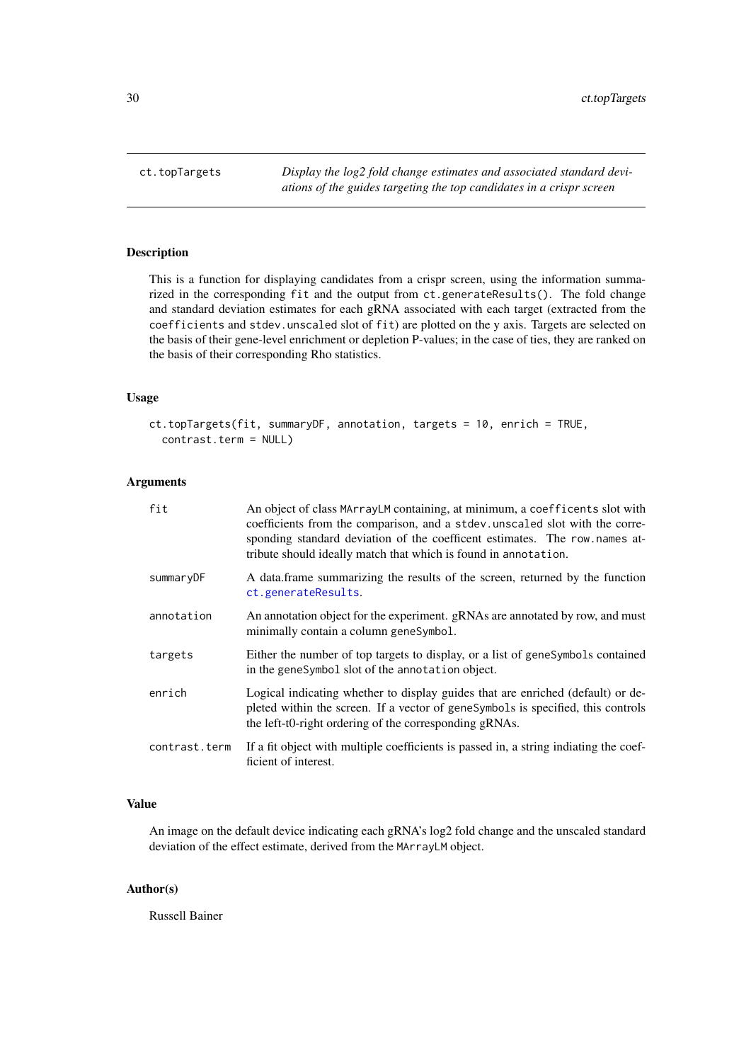## ct.topTargets

*Display the log2 fold change estimates and associated standard deviations of the guides targeting the top candidates in a crispr screen*

### Description

This is a function for displaying candidates from a crispr screen, using the information summarized in the corresponding `fit` and the output from `ct.generateResults()`. The fold change and standard deviation estimates for each gRNA associated with each target (extracted from the `coefficients` and `stdev.unscaled` slot of `fit`) are plotted on the y axis. Targets are selected on the basis of their gene-level enrichment or depletion P-values; in the case of ties, they are ranked on the basis of their corresponding Rho statistics.

### Usage

```
ct.topTargets(fit, summaryDF, annotation, targets = 10, enrich = TRUE,
  contrast.term = NULL)
```

### Arguments

| | |
|---|---|
| `fit` | An object of class `MArrayLM` containing, at minimum, a `coefficents` slot with coefficients from the comparison, and a `stdev.unscaled` slot with the corresponding standard deviation of the coefficent estimates. The `row.names` attribute should ideally match that which is found in `annotation`. |
| `summaryDF` | A data.frame summarizing the results of the screen, returned by the function `ct.generateResults`. |
| `annotation` | An annotation object for the experiment. gRNAs are annotated by row, and must minimally contain a column `geneSymbol`. |
| `targets` | Either the number of top targets to display, or a list of `geneSymbols` contained in the `geneSymbol` slot of the `annotation` object. |
| `enrich` | Logical indicating whether to display guides that are enriched (default) or depleted within the screen. If a vector of `geneSymbols` is specified, this controls the left-t0-right ordering of the corresponding gRNAs. |
| `contrast.term` | If a fit object with multiple coefficients is passed in, a string indiating the coefficient of interest. |

### Value

An image on the default device indicating each gRNA's log2 fold change and the unscaled standard deviation of the effect estimate, derived from the `MArrayLM` object.

### Author(s)

Russell Bainer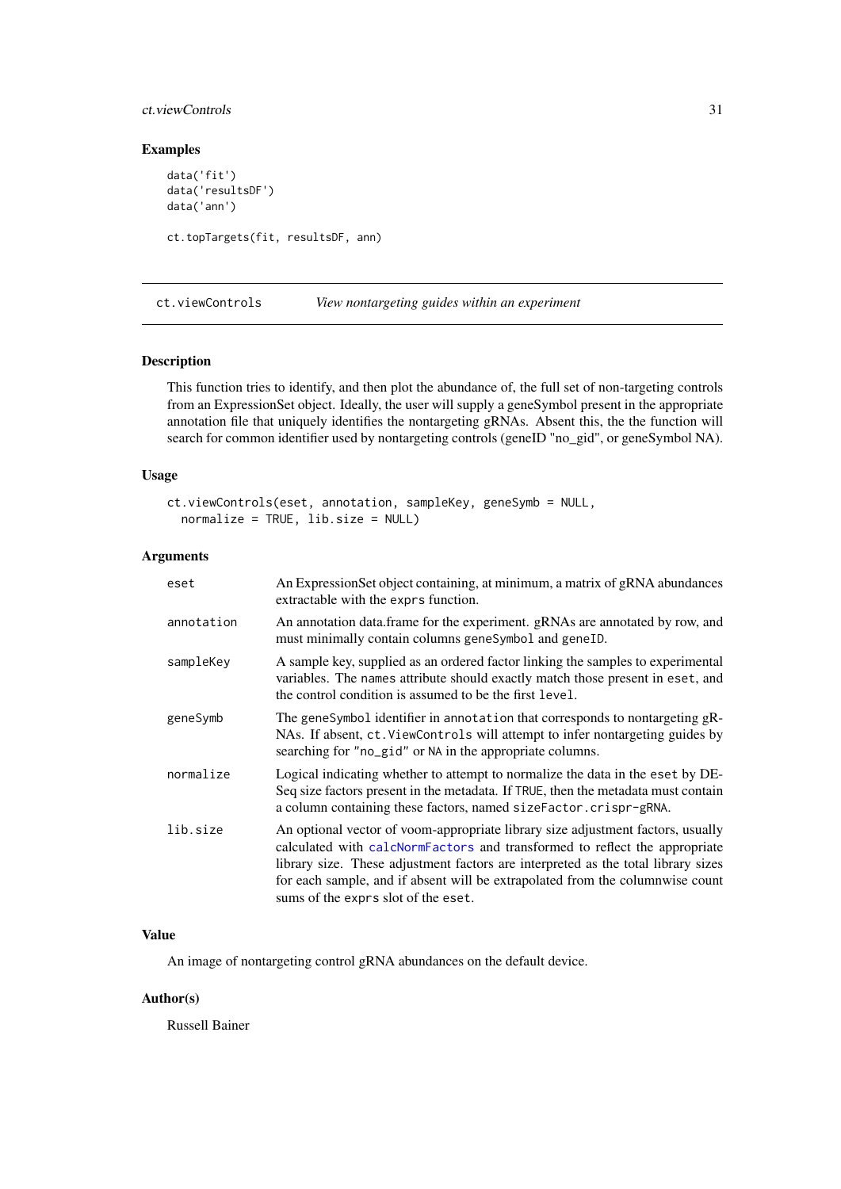## Examples

```
data('fit')
data('resultsDF')
data('ann')

ct.topTargets(fit, resultsDF, ann)
```

---

## ct.viewControls *View nontargeting guides within an experiment*

---

### Description

This function tries to identify, and then plot the abundance of, the full set of non-targeting controls from an ExpressionSet object. Ideally, the user will supply a geneSymbol present in the appropriate annotation file that uniquely identifies the nontargeting gRNAs. Absent this, the the function will search for common identifier used by nontargeting controls (geneID "no_gid", or geneSymbol NA).

### Usage

```
ct.viewControls(eset, annotation, sampleKey, geneSymb = NULL,
  normalize = TRUE, lib.size = NULL)
```

### Arguments

| | |
|---|---|
| `eset` | An ExpressionSet object containing, at minimum, a matrix of gRNA abundances extractable with the `exprs` function. |
| `annotation` | An annotation data.frame for the experiment. gRNAs are annotated by row, and must minimally contain columns `geneSymbol` and `geneID`. |
| `sampleKey` | A sample key, supplied as an ordered factor linking the samples to experimental variables. The `names` attribute should exactly match those present in `eset`, and the control condition is assumed to be the first `level`. |
| `geneSymb` | The `geneSymbol` identifier in `annotation` that corresponds to nontargeting gRNAs. If absent, `ct.ViewControls` will attempt to infer nontargeting guides by searching for `"no_gid"` or `NA` in the appropriate columns. |
| `normalize` | Logical indicating whether to attempt to normalize the data in the `eset` by DESeq size factors present in the metadata. If `TRUE`, then the metadata must contain a column containing these factors, named `sizeFactor.crispr-gRNA`. |
| `lib.size` | An optional vector of voom-appropriate library size adjustment factors, usually calculated with `calcNormFactors` and transformed to reflect the appropriate library size. These adjustment factors are interpreted as the total library sizes for each sample, and if absent will be extrapolated from the columnwise count sums of the `exprs` slot of the `eset`. |

### Value

An image of nontargeting control gRNA abundances on the default device.

### Author(s)

Russell Bainer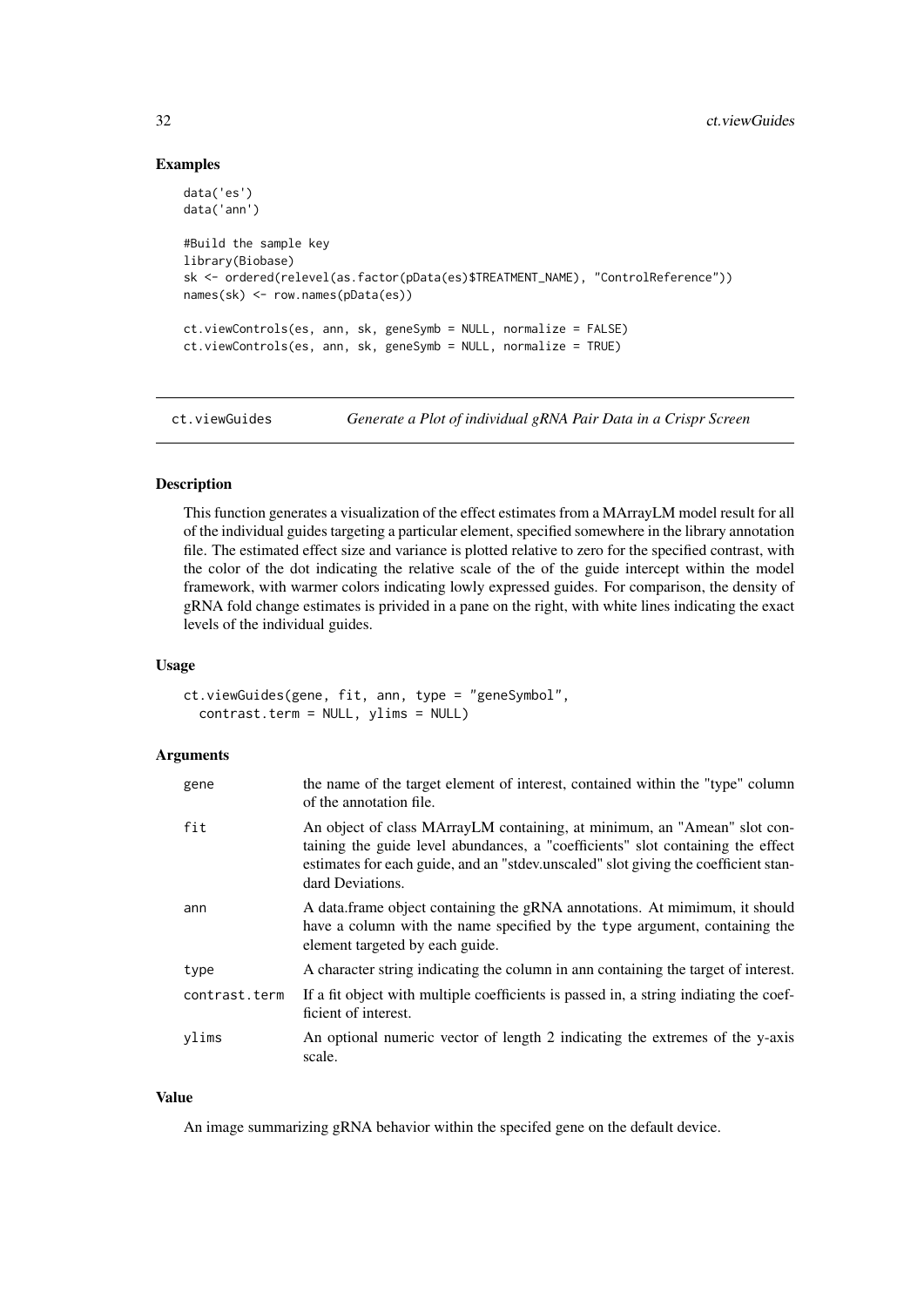## Examples

```
data('es')
data('ann')

#Build the sample key
library(Biobase)
sk <- ordered(relevel(as.factor(pData(es)$TREATMENT_NAME), "ControlReference"))
names(sk) <- row.names(pData(es))

ct.viewControls(es, ann, sk, geneSymb = NULL, normalize = FALSE)
ct.viewControls(es, ann, sk, geneSymb = NULL, normalize = TRUE)
```

---

# ct.viewGuides — *Generate a Plot of individual gRNA Pair Data in a Crispr Screen*

## Description

This function generates a visualization of the effect estimates from a MArrayLM model result for all of the individual guides targeting a particular element, specified somewhere in the library annotation file. The estimated effect size and variance is plotted relative to zero for the specified contrast, with the color of the dot indicating the relative scale of the of the guide intercept within the model framework, with warmer colors indicating lowly expressed guides. For comparison, the density of gRNA fold change estimates is privided in a pane on the right, with white lines indicating the exact levels of the individual guides.

## Usage

```
ct.viewGuides(gene, fit, ann, type = "geneSymbol",
  contrast.term = NULL, ylims = NULL)
```

## Arguments

| | |
|---|---|
| gene | the name of the target element of interest, contained within the "type" column of the annotation file. |
| fit | An object of class MArrayLM containing, at minimum, an "Amean" slot containing the guide level abundances, a "coefficients" slot containing the effect estimates for each guide, and an "stdev.unscaled" slot giving the coefficient standard Deviations. |
| ann | A data.frame object containing the gRNA annotations. At mimimum, it should have a column with the name specified by the type argument, containing the element targeted by each guide. |
| type | A character string indicating the column in ann containing the target of interest. |
| contrast.term | If a fit object with multiple coefficients is passed in, a string indiating the coefficient of interest. |
| ylims | An optional numeric vector of length 2 indicating the extremes of the y-axis scale. |

## Value

An image summarizing gRNA behavior within the specifed gene on the default device.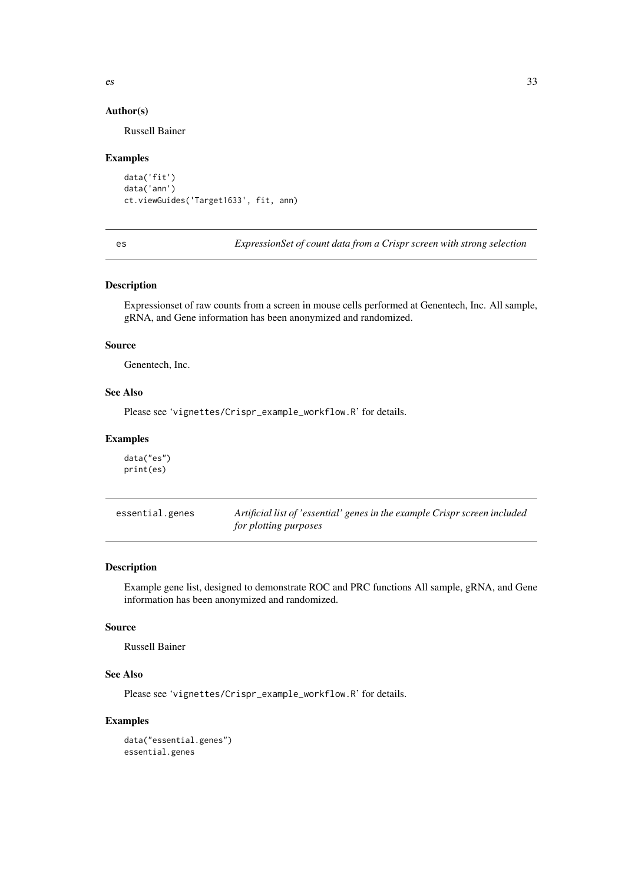### Author(s)

Russell Bainer

### Examples

```
data('fit')
data('ann')
ct.viewGuides('Target1633', fit, ann)
```

---

## es — *ExpressionSet of count data from a Crispr screen with strong selection*

### Description

Expressionset of raw counts from a screen in mouse cells performed at Genentech, Inc. All sample, gRNA, and Gene information has been anonymized and randomized.

### Source

Genentech, Inc.

### See Also

Please see 'vignettes/Crispr_example_workflow.R' for details.

### Examples

```
data("es")
print(es)
```

---

## essential.genes — *Artificial list of 'essential' genes in the example Crispr screen included for plotting purposes*

### Description

Example gene list, designed to demonstrate ROC and PRC functions All sample, gRNA, and Gene information has been anonymized and randomized.

### Source

Russell Bainer

### See Also

Please see 'vignettes/Crispr_example_workflow.R' for details.

### Examples

```
data("essential.genes")
essential.genes
```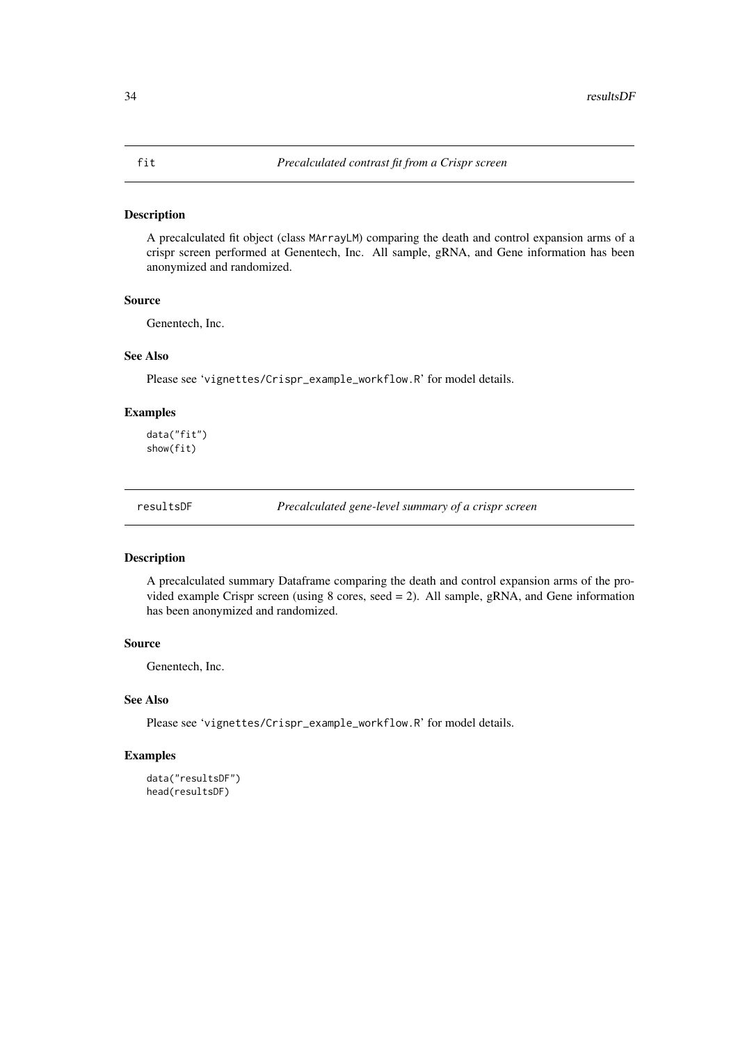## fit — *Precalculated contrast fit from a Crispr screen*

### Description

A precalculated fit object (class `MArrayLM`) comparing the death and control expansion arms of a crispr screen performed at Genentech, Inc. All sample, gRNA, and Gene information has been anonymized and randomized.

### Source

Genentech, Inc.

### See Also

Please see 'vignettes/Crispr_example_workflow.R' for model details.

### Examples

```
data("fit")
show(fit)
```

## resultsDF — *Precalculated gene-level summary of a crispr screen*

### Description

A precalculated summary Dataframe comparing the death and control expansion arms of the provided example Crispr screen (using 8 cores, seed = 2). All sample, gRNA, and Gene information has been anonymized and randomized.

### Source

Genentech, Inc.

### See Also

Please see 'vignettes/Crispr_example_workflow.R' for model details.

### Examples

```
data("resultsDF")
head(resultsDF)
```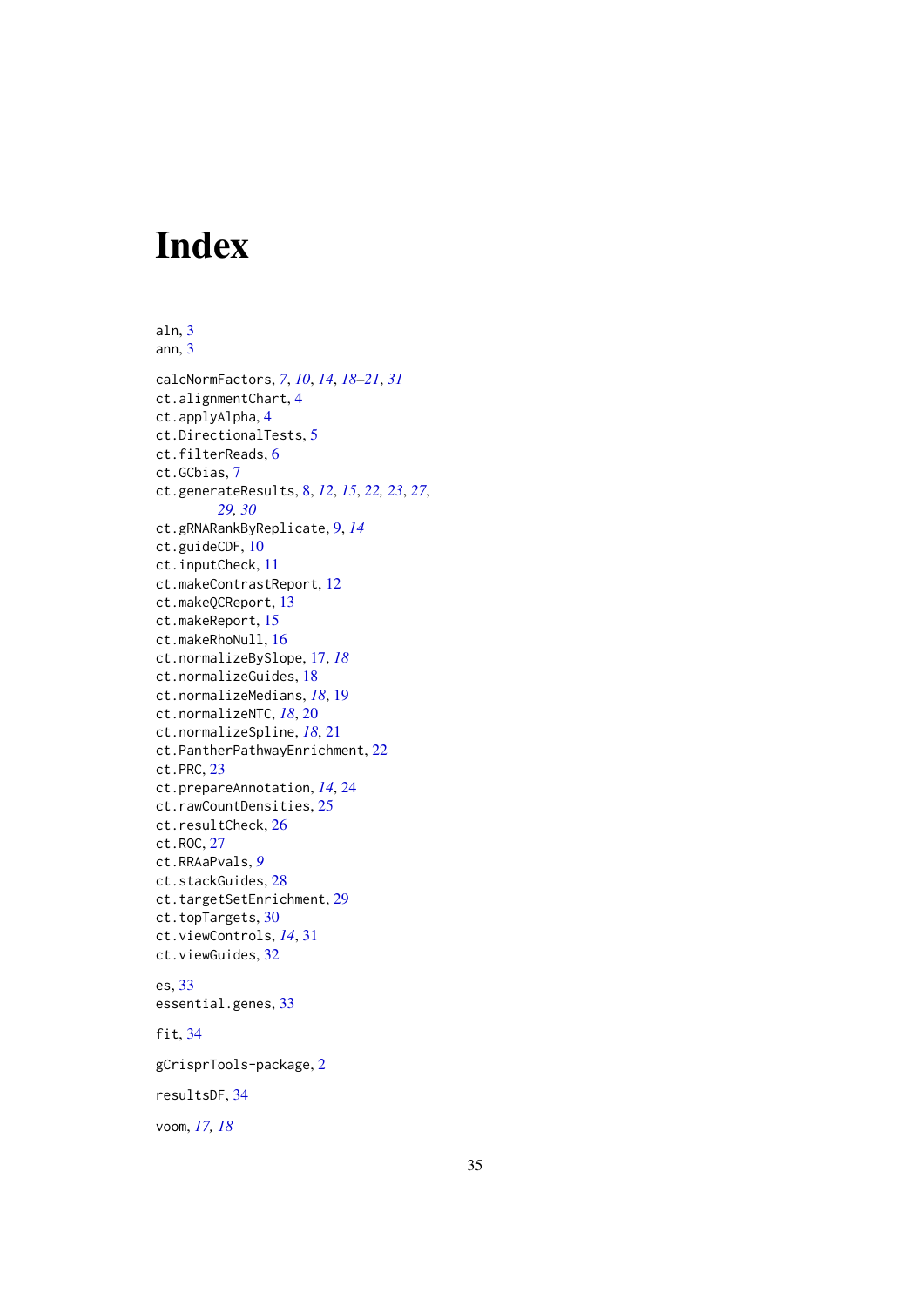# Index

aln, 3
ann, 3

calcNormFactors, *7*, *10*, *14*, *18–21*, *31*
ct.alignmentChart, 4
ct.applyAlpha, 4
ct.DirectionalTests, 5
ct.filterReads, 6
ct.GCbias, 7
ct.generateResults, 8, *12*, *15*, *22*, *23*, *27*, *29*, *30*
ct.gRNARankByReplicate, 9, *14*
ct.guideCDF, 10
ct.inputCheck, 11
ct.makeContrastReport, 12
ct.makeQCReport, 13
ct.makeReport, 15
ct.makeRhoNull, 16
ct.normalizeBySlope, 17, *18*
ct.normalizeGuides, 18
ct.normalizeMedians, *18*, 19
ct.normalizeNTC, *18*, 20
ct.normalizeSpline, *18*, 21
ct.PantherPathwayEnrichment, 22
ct.PRC, 23
ct.prepareAnnotation, *14*, 24
ct.rawCountDensities, 25
ct.resultCheck, 26
ct.ROC, 27
ct.RRAaPvals, *9*
ct.stackGuides, 28
ct.targetSetEnrichment, 29
ct.topTargets, 30
ct.viewControls, *14*, 31
ct.viewGuides, 32

es, 33
essential.genes, 33

fit, 34

gCrisprTools-package, 2

resultsDF, 34

voom, *17*, *18*